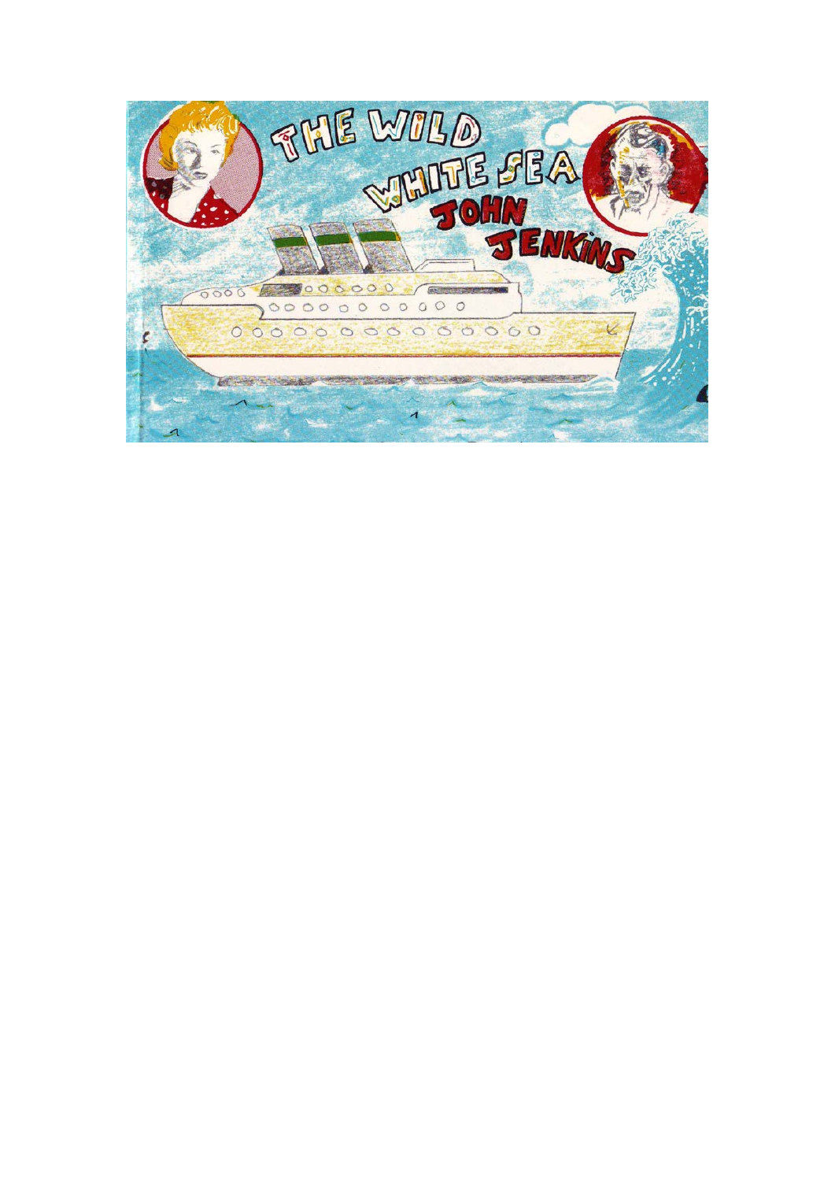# THE WILD WHITE SEA

## JOHN JENKINS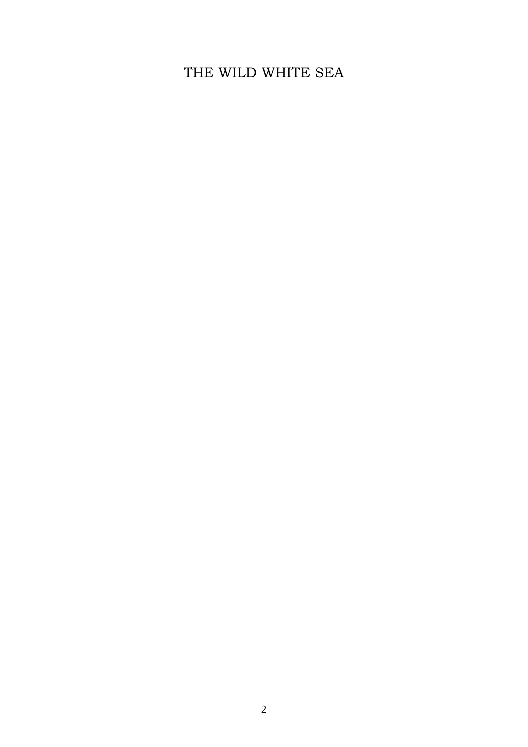THE WILD WHITE SEA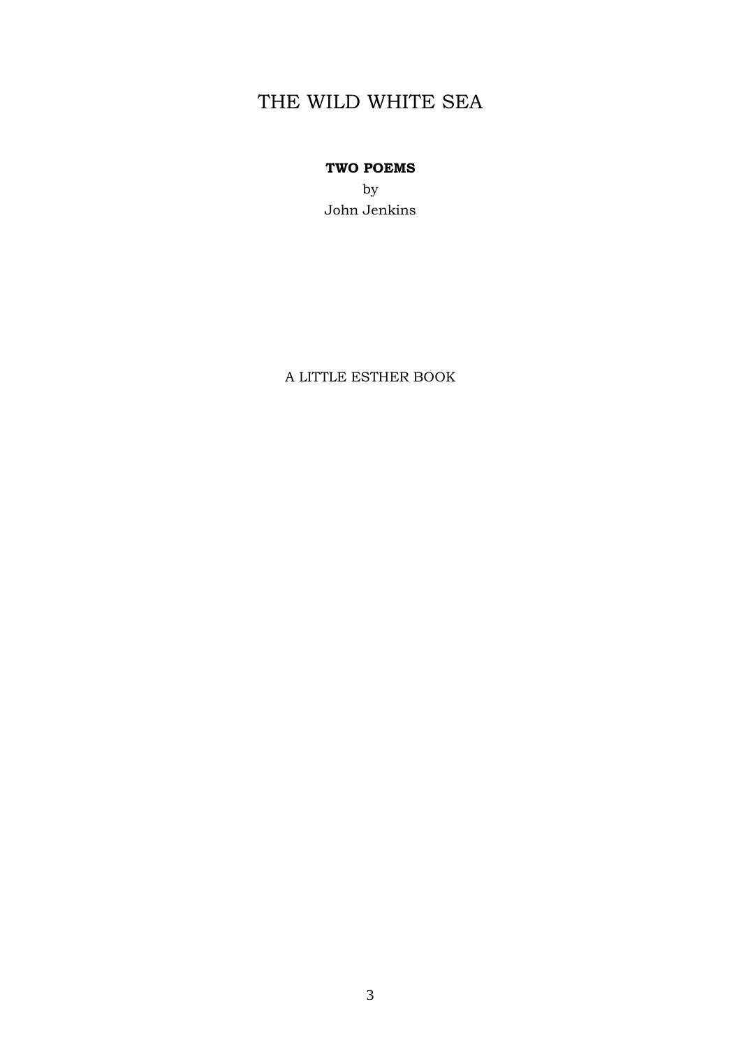# THE WILD WHITE SEA

**TWO POEMS**

by

John Jenkins

A LITTLE ESTHER BOOK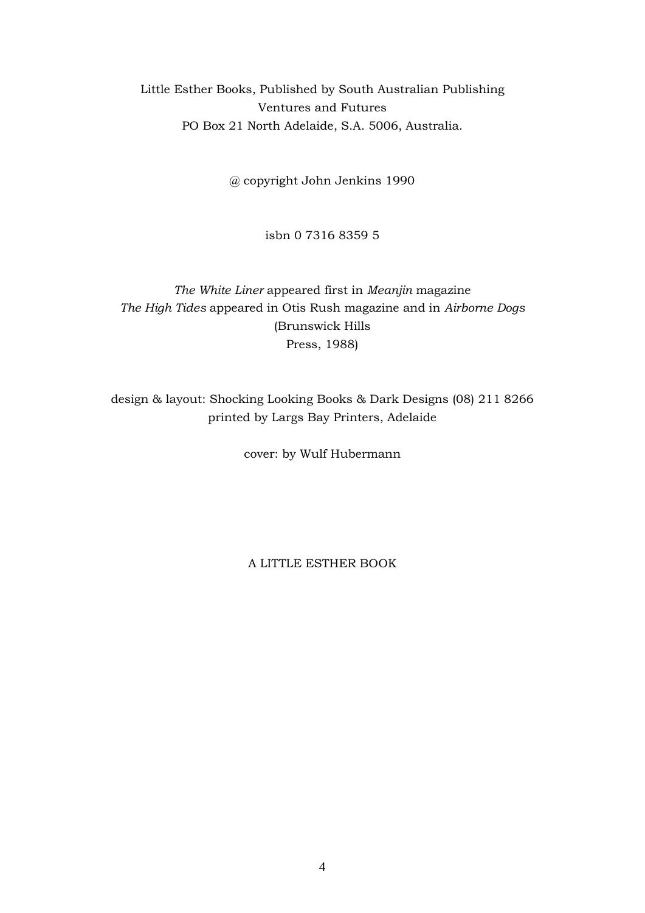Little Esther Books, Published by South Australian Publishing Ventures and Futures
PO Box 21 North Adelaide, S.A. 5006, Australia.

@ copyright John Jenkins 1990

isbn 0 7316 8359 5

*The White Liner* appeared first in *Meanjin* magazine
*The High Tides* appeared in Otis Rush magazine and in *Airborne Dogs* (Brunswick Hills Press, 1988)

design & layout: Shocking Looking Books & Dark Designs (08) 211 8266
printed by Largs Bay Printers, Adelaide

cover: by Wulf Hubermann

A LITTLE ESTHER BOOK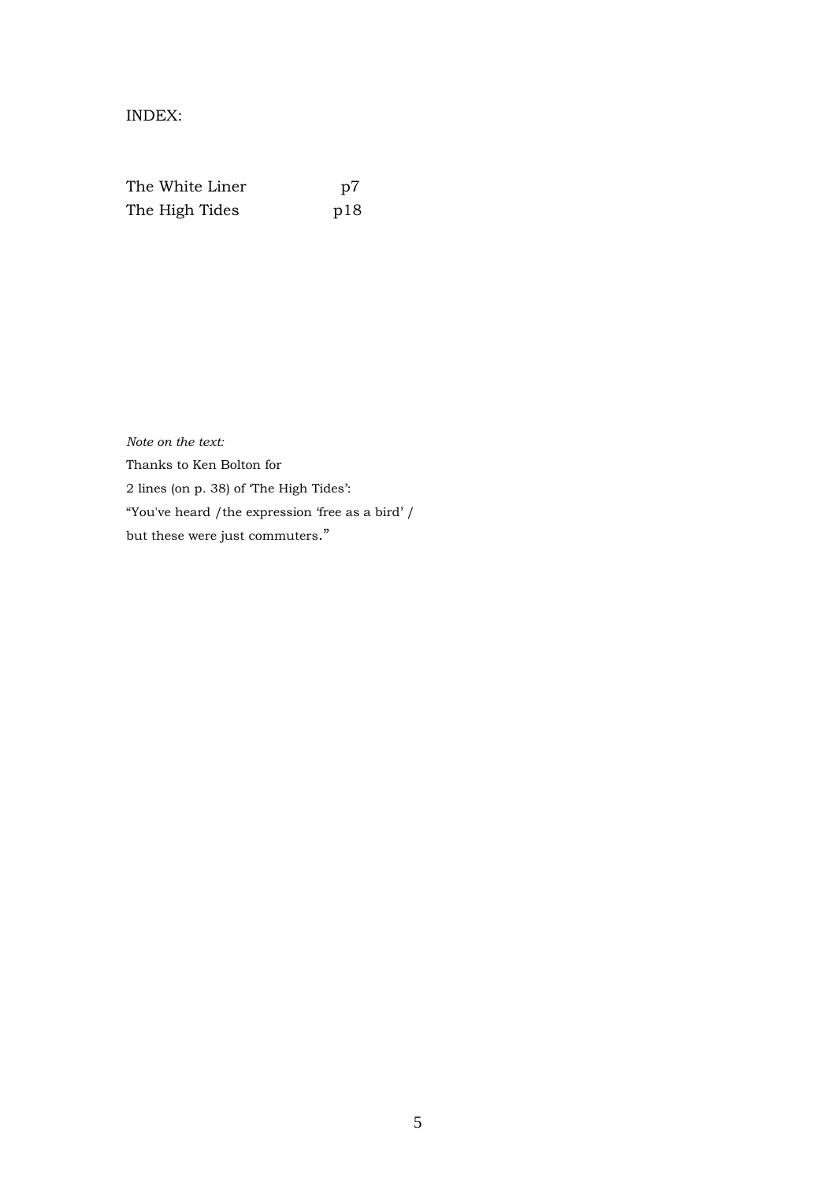INDEX:

| | |
|---|---|
| The White Liner | p7 |
| The High Tides | p18 |

*Note on the text:*

Thanks to Ken Bolton for
2 lines (on p. 38) of 'The High Tides':
"You've heard /the expression 'free as a bird' /
but these were just commuters."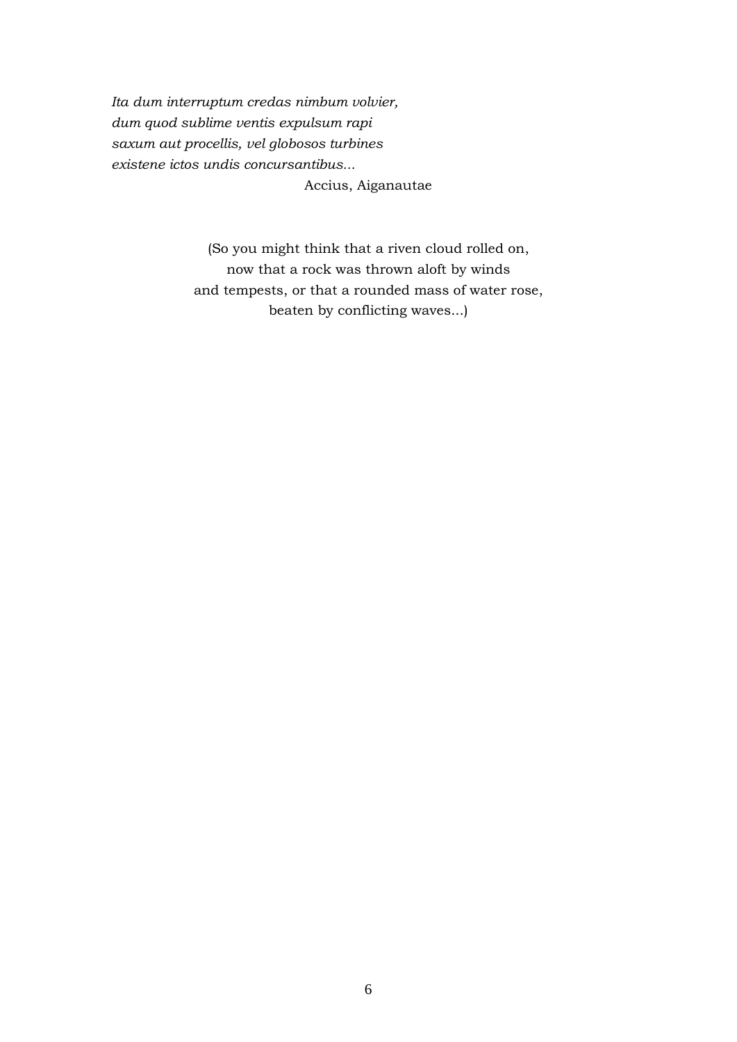*Ita dum interruptum credas nimbum volvier,*
*dum quod sublime ventis expulsum rapi*
*saxum aut procellis, vel globosos turbines*
*existene ictos undis concursantibus...*

Accius, Aiganautae

(So you might think that a riven cloud rolled on,
now that a rock was thrown aloft by winds
and tempests, or that a rounded mass of water rose,
beaten by conflicting waves...)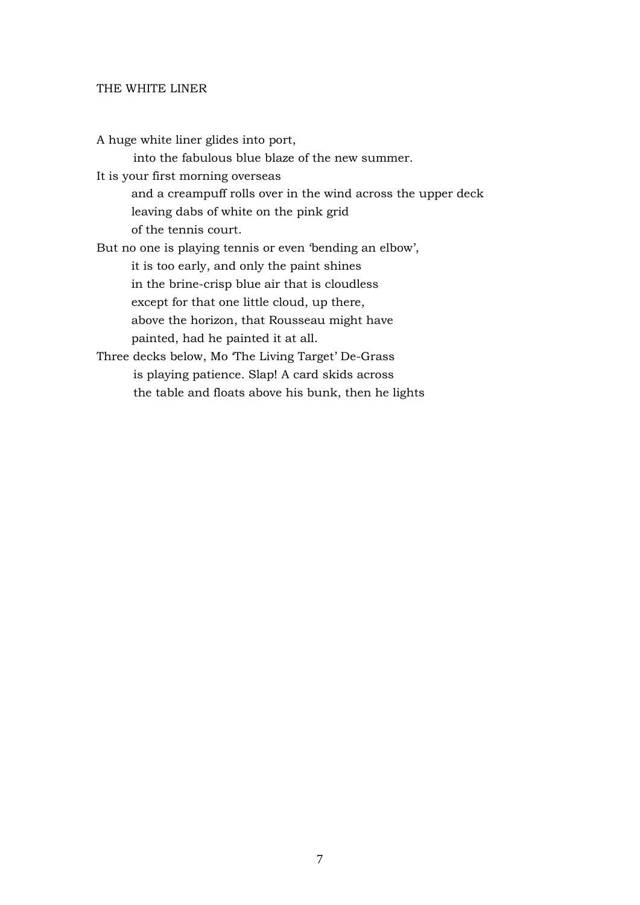THE WHITE LINER

A huge white liner glides into port,
        into the fabulous blue blaze of the new summer.
It is your first morning overseas
        and a creampuff rolls over in the wind across the upper deck
        leaving dabs of white on the pink grid
        of the tennis court.
But no one is playing tennis or even 'bending an elbow',
        it is too early, and only the paint shines
        in the brine-crisp blue air that is cloudless
        except for that one little cloud, up there,
        above the horizon, that Rousseau might have
        painted, had he painted it at all.
Three decks below, Mo 'The Living Target' De-Grass
        is playing patience. Slap! A card skids across
        the table and floats above his bunk, then he lights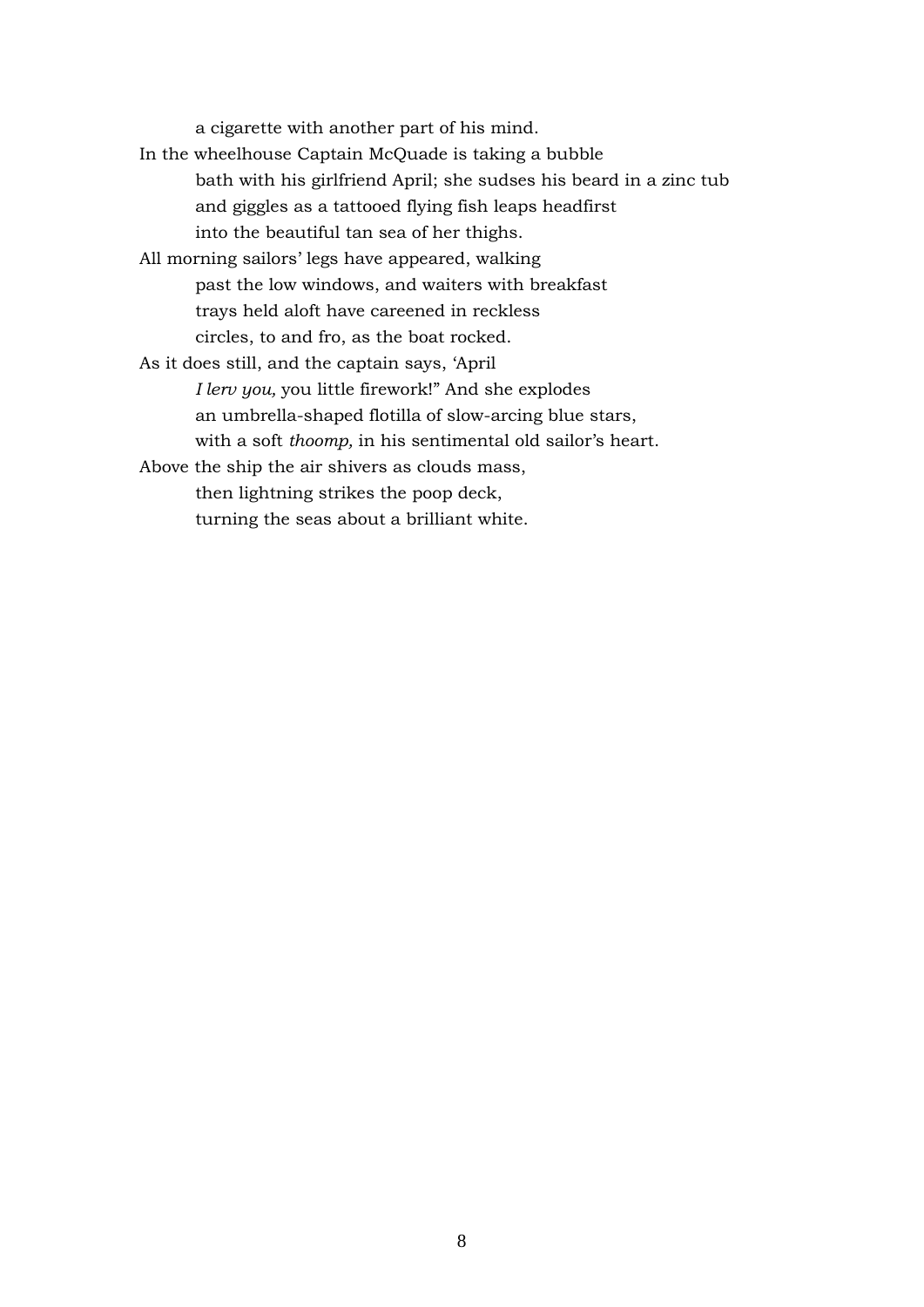a cigarette with another part of his mind.

In the wheelhouse Captain McQuade is taking a bubble
bath with his girlfriend April; she sudses his beard in a zinc tub
and giggles as a tattooed flying fish leaps headfirst
into the beautiful tan sea of her thighs.

All morning sailors' legs have appeared, walking
past the low windows, and waiters with breakfast
trays held aloft have careened in reckless
circles, to and fro, as the boat rocked.

As it does still, and the captain says, 'April
*I lerv you,* you little firework!" And she explodes
an umbrella-shaped flotilla of slow-arcing blue stars,
with a soft *thoomp,* in his sentimental old sailor's heart.

Above the ship the air shivers as clouds mass,
then lightning strikes the poop deck,
turning the seas about a brilliant white.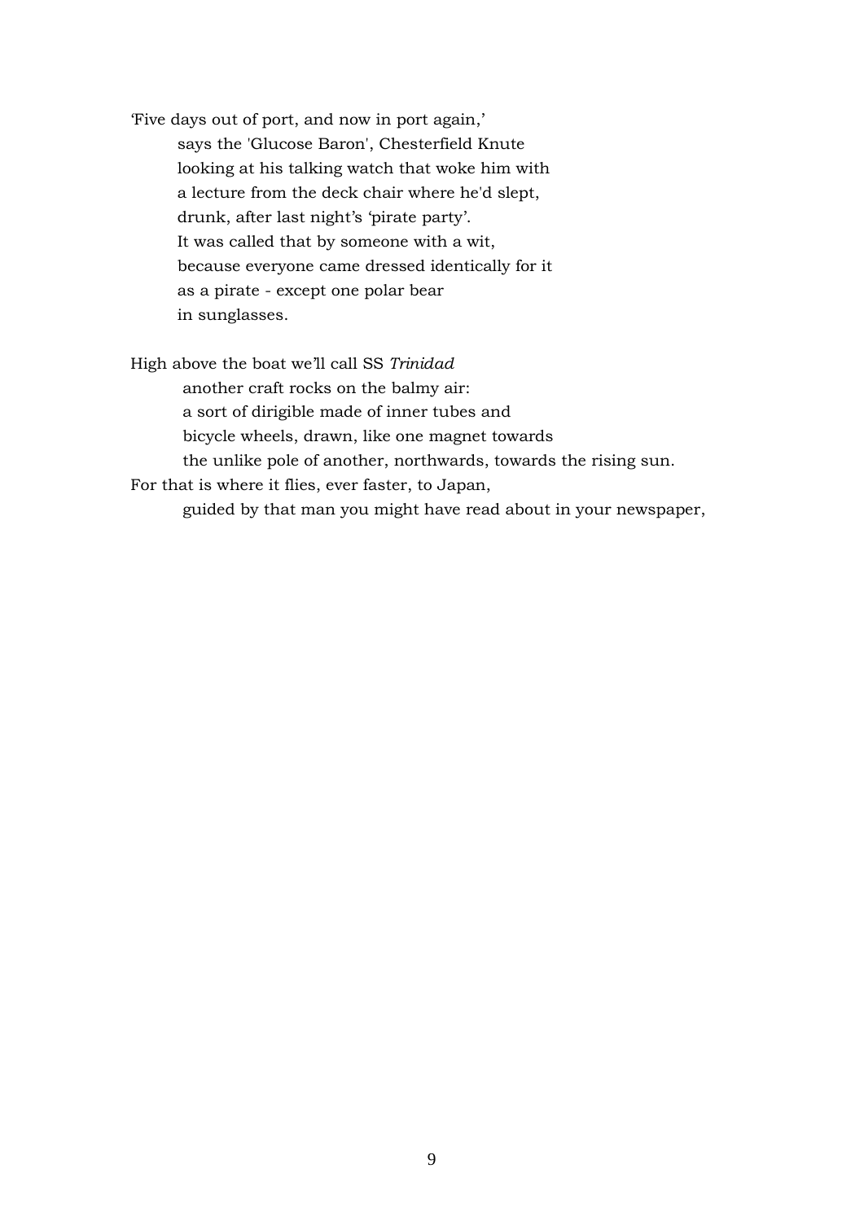'Five days out of port, and now in port again,'
says the 'Glucose Baron', Chesterfield Knute
looking at his talking watch that woke him with
a lecture from the deck chair where he'd slept,
drunk, after last night's 'pirate party'.
It was called that by someone with a wit,
because everyone came dressed identically for it
as a pirate - except one polar bear
in sunglasses.

High above the boat we'll call SS *Trinidad*
another craft rocks on the balmy air:
a sort of dirigible made of inner tubes and
bicycle wheels, drawn, like one magnet towards
the unlike pole of another, northwards, towards the rising sun.
For that is where it flies, ever faster, to Japan,
guided by that man you might have read about in your newspaper,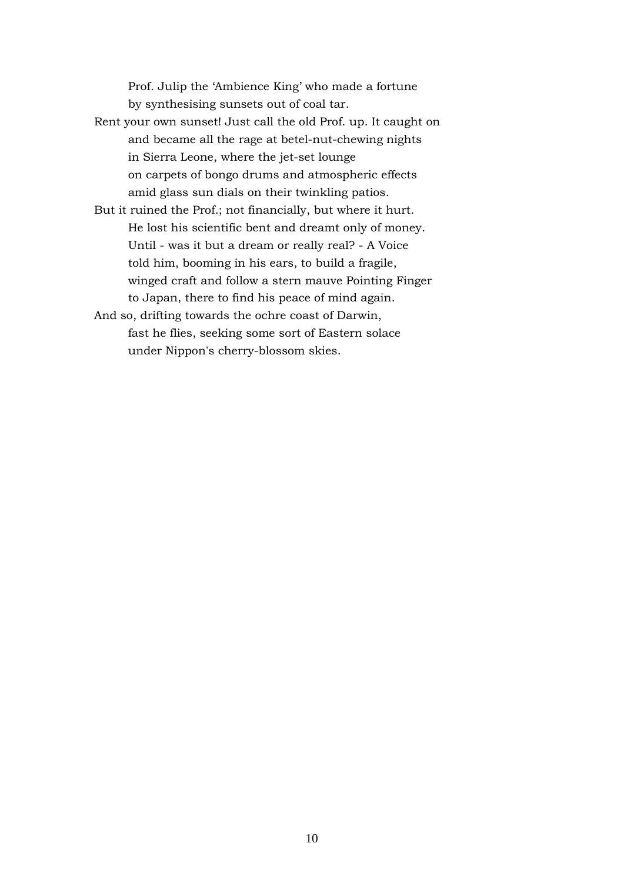Prof. Julip the 'Ambience King' who made a fortune
by synthesising sunsets out of coal tar.

Rent your own sunset! Just call the old Prof. up. It caught on
and became all the rage at betel-nut-chewing nights
in Sierra Leone, where the jet-set lounge
on carpets of bongo drums and atmospheric effects
amid glass sun dials on their twinkling patios.

But it ruined the Prof.; not financially, but where it hurt.
He lost his scientific bent and dreamt only of money.
Until - was it but a dream or really real? - A Voice
told him, booming in his ears, to build a fragile,
winged craft and follow a stern mauve Pointing Finger
to Japan, there to find his peace of mind again.

And so, drifting towards the ochre coast of Darwin,
fast he flies, seeking some sort of Eastern solace
under Nippon's cherry-blossom skies.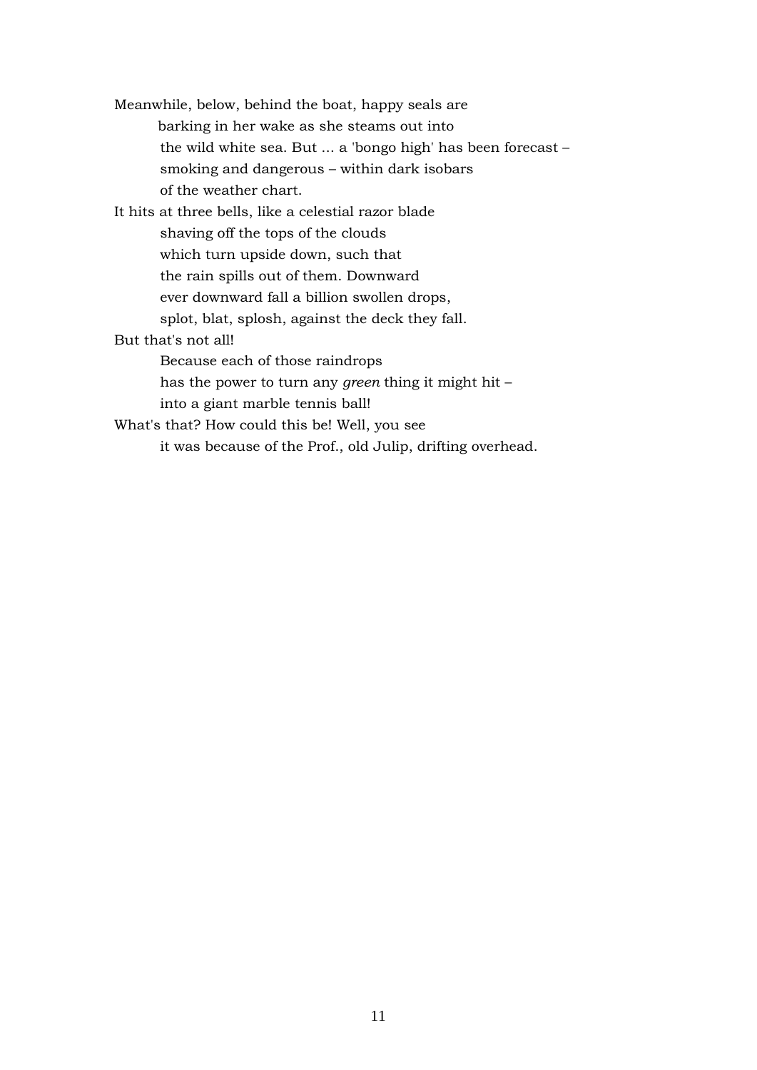Meanwhile, below, behind the boat, happy seals are
barking in her wake as she steams out into
the wild white sea. But ... a 'bongo high' has been forecast –
smoking and dangerous – within dark isobars
of the weather chart.

It hits at three bells, like a celestial razor blade
shaving off the tops of the clouds
which turn upside down, such that
the rain spills out of them. Downward
ever downward fall a billion swollen drops,
splot, blat, splosh, against the deck they fall.

But that's not all!
Because each of those raindrops
has the power to turn any *green* thing it might hit –
into a giant marble tennis ball!

What's that? How could this be! Well, you see
it was because of the Prof., old Julip, drifting overhead.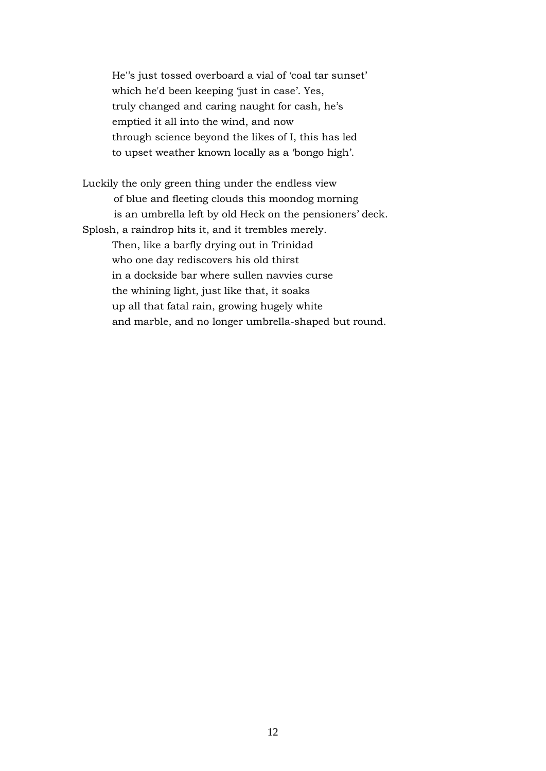He''s just tossed overboard a vial of 'coal tar sunset'
which he'd been keeping 'just in case'. Yes,
truly changed and caring naught for cash, he's
emptied it all into the wind, and now
through science beyond the likes of I, this has led
to upset weather known locally as a 'bongo high'.

Luckily the only green thing under the endless view
of blue and fleeting clouds this moondog morning
is an umbrella left by old Heck on the pensioners' deck.
Splosh, a raindrop hits it, and it trembles merely.
Then, like a barfly drying out in Trinidad
who one day rediscovers his old thirst
in a dockside bar where sullen navvies curse
the whining light, just like that, it soaks
up all that fatal rain, growing hugely white
and marble, and no longer umbrella-shaped but round.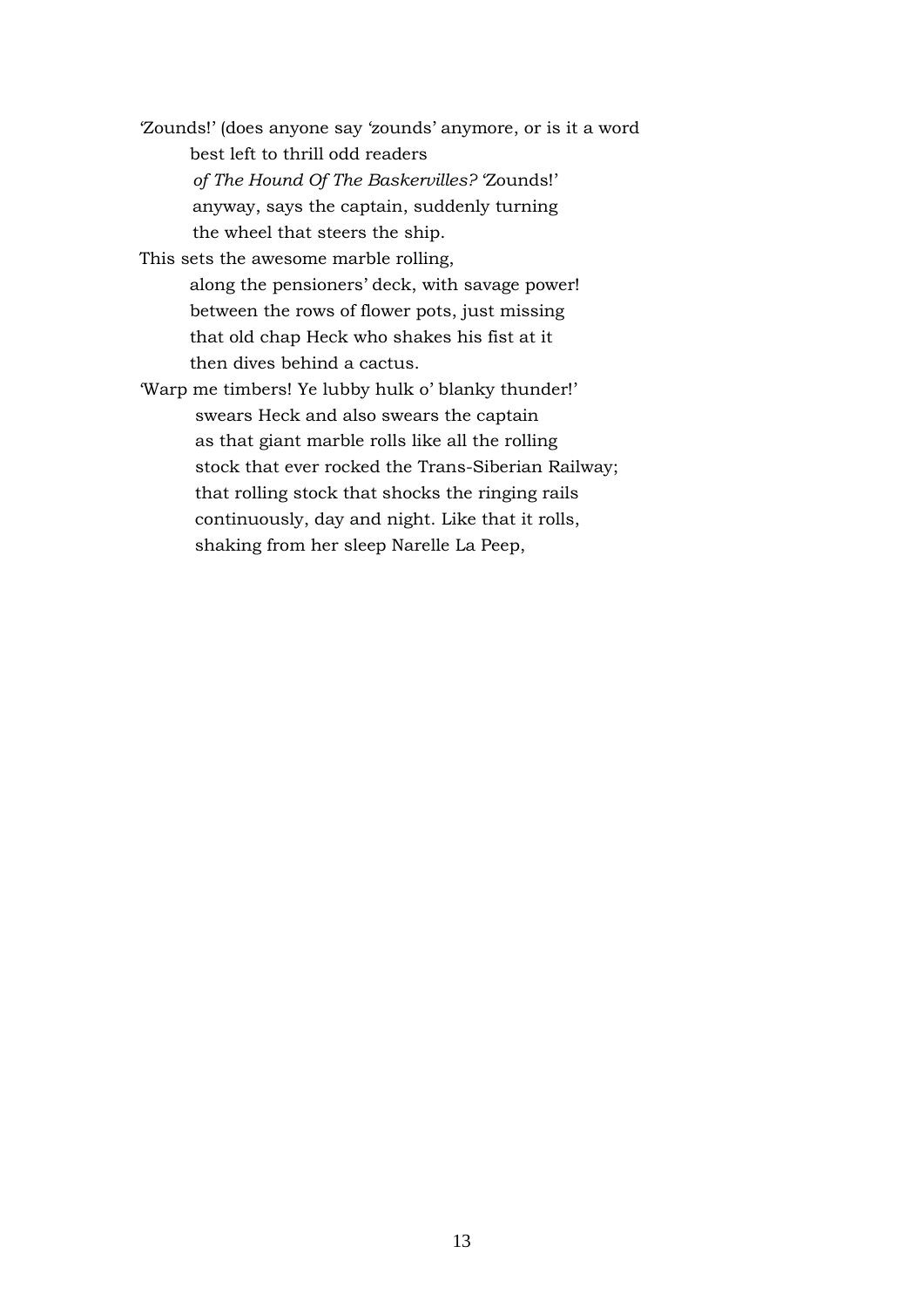'Zounds!' (does anyone say 'zounds' anymore, or is it a word
best left to thrill odd readers
*of The Hound Of The Baskervilles?* 'Zounds!'
anyway, says the captain, suddenly turning
the wheel that steers the ship.
This sets the awesome marble rolling,
along the pensioners' deck, with savage power!
between the rows of flower pots, just missing
that old chap Heck who shakes his fist at it
then dives behind a cactus.
'Warp me timbers! Ye lubby hulk o' blanky thunder!'
swears Heck and also swears the captain
as that giant marble rolls like all the rolling
stock that ever rocked the Trans-Siberian Railway;
that rolling stock that shocks the ringing rails
continuously, day and night. Like that it rolls,
shaking from her sleep Narelle La Peep,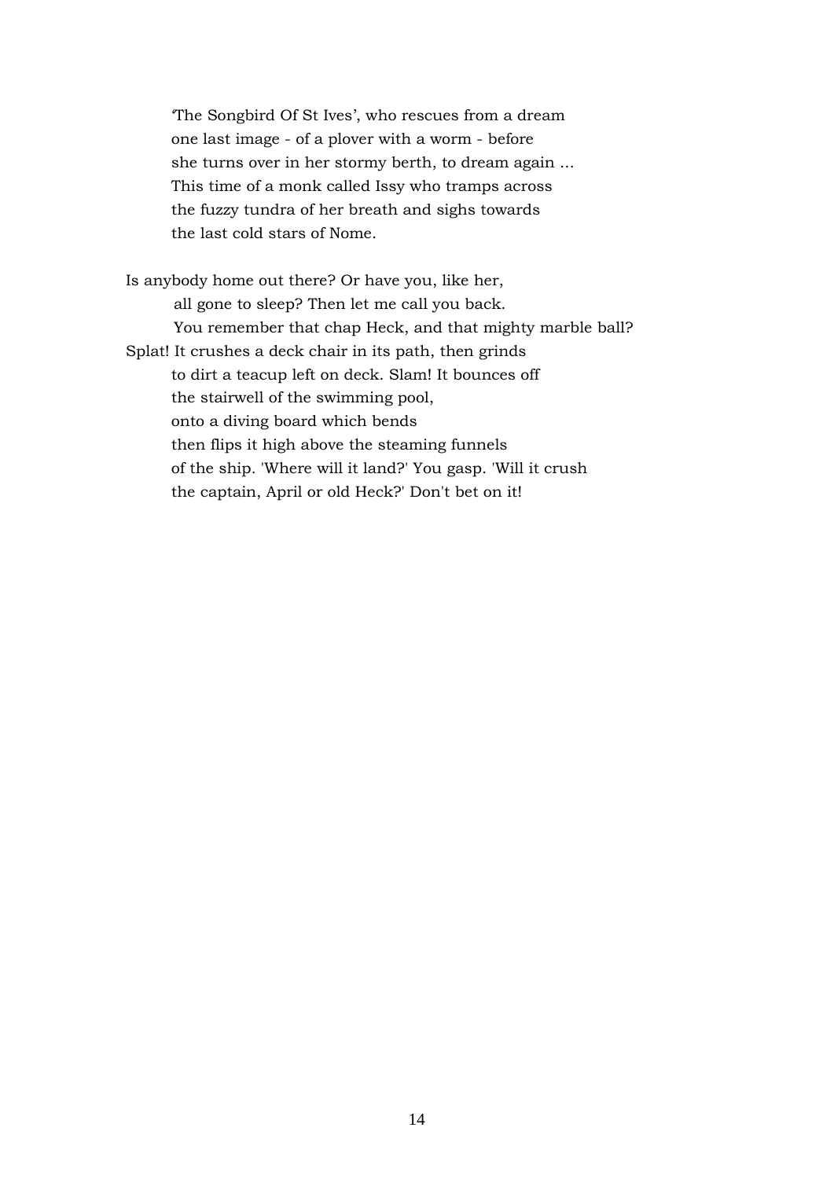'The Songbird Of St Ives', who rescues from a dream
one last image - of a plover with a worm - before
she turns over in her stormy berth, to dream again ...
This time of a monk called Issy who tramps across
the fuzzy tundra of her breath and sighs towards
the last cold stars of Nome.

Is anybody home out there? Or have you, like her,
all gone to sleep? Then let me call you back.
You remember that chap Heck, and that mighty marble ball?
Splat! It crushes a deck chair in its path, then grinds
to dirt a teacup left on deck. Slam! It bounces off
the stairwell of the swimming pool,
onto a diving board which bends
then flips it high above the steaming funnels
of the ship. 'Where will it land?' You gasp. 'Will it crush
the captain, April or old Heck?' Don't bet on it!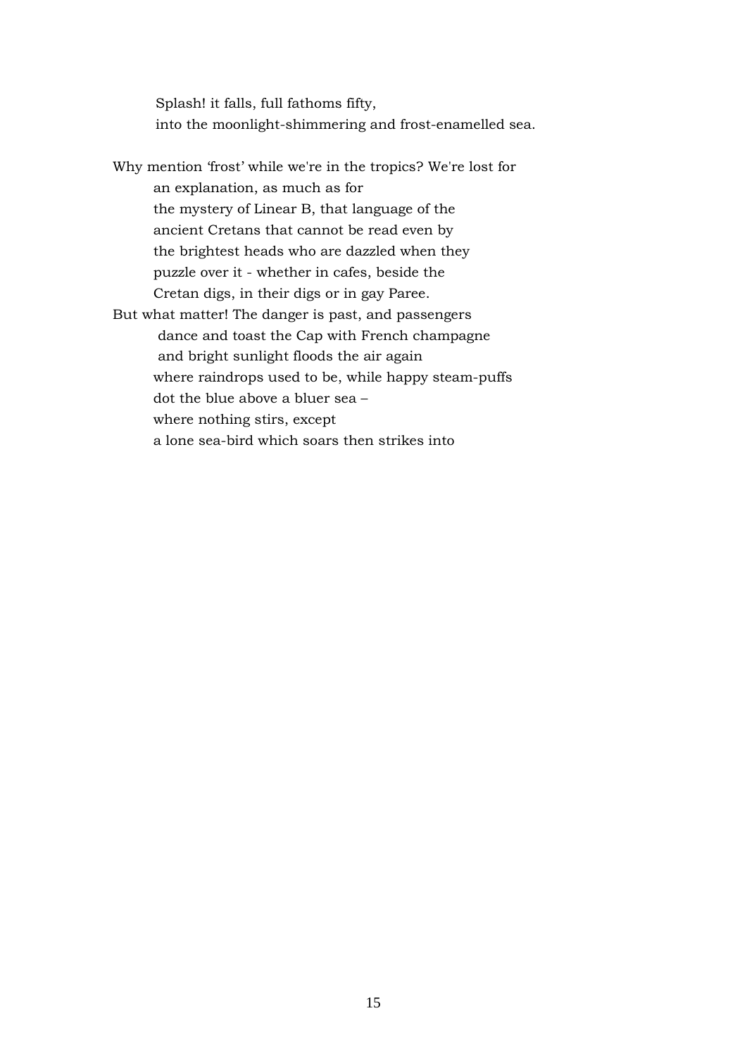Splash! it falls, full fathoms fifty,  
into the moonlight-shimmering and frost-enamelled sea.

Why mention 'frost' while we're in the tropics? We're lost for  
an explanation, as much as for  
the mystery of Linear B, that language of the  
ancient Cretans that cannot be read even by  
the brightest heads who are dazzled when they  
puzzle over it - whether in cafes, beside the  
Cretan digs, in their digs or in gay Paree.  
But what matter! The danger is past, and passengers  
dance and toast the Cap with French champagne  
and bright sunlight floods the air again  
where raindrops used to be, while happy steam-puffs  
dot the blue above a bluer sea –  
where nothing stirs, except  
a lone sea-bird which soars then strikes into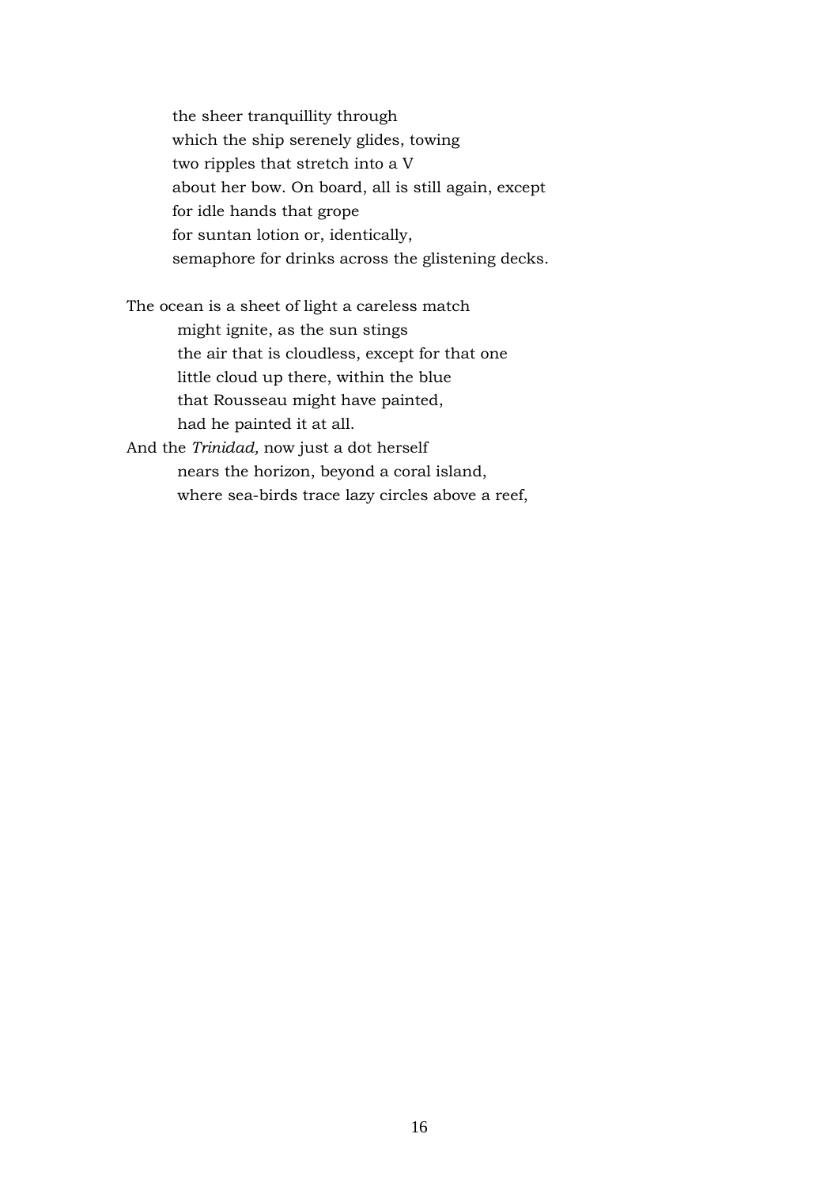the sheer tranquillity through
which the ship serenely glides, towing
two ripples that stretch into a V
about her bow. On board, all is still again, except
for idle hands that grope
for suntan lotion or, identically,
semaphore for drinks across the glistening decks.

The ocean is a sheet of light a careless match
might ignite, as the sun stings
the air that is cloudless, except for that one
little cloud up there, within the blue
that Rousseau might have painted,
had he painted it at all.
And the *Trinidad,* now just a dot herself
nears the horizon, beyond a coral island,
where sea-birds trace lazy circles above a reef,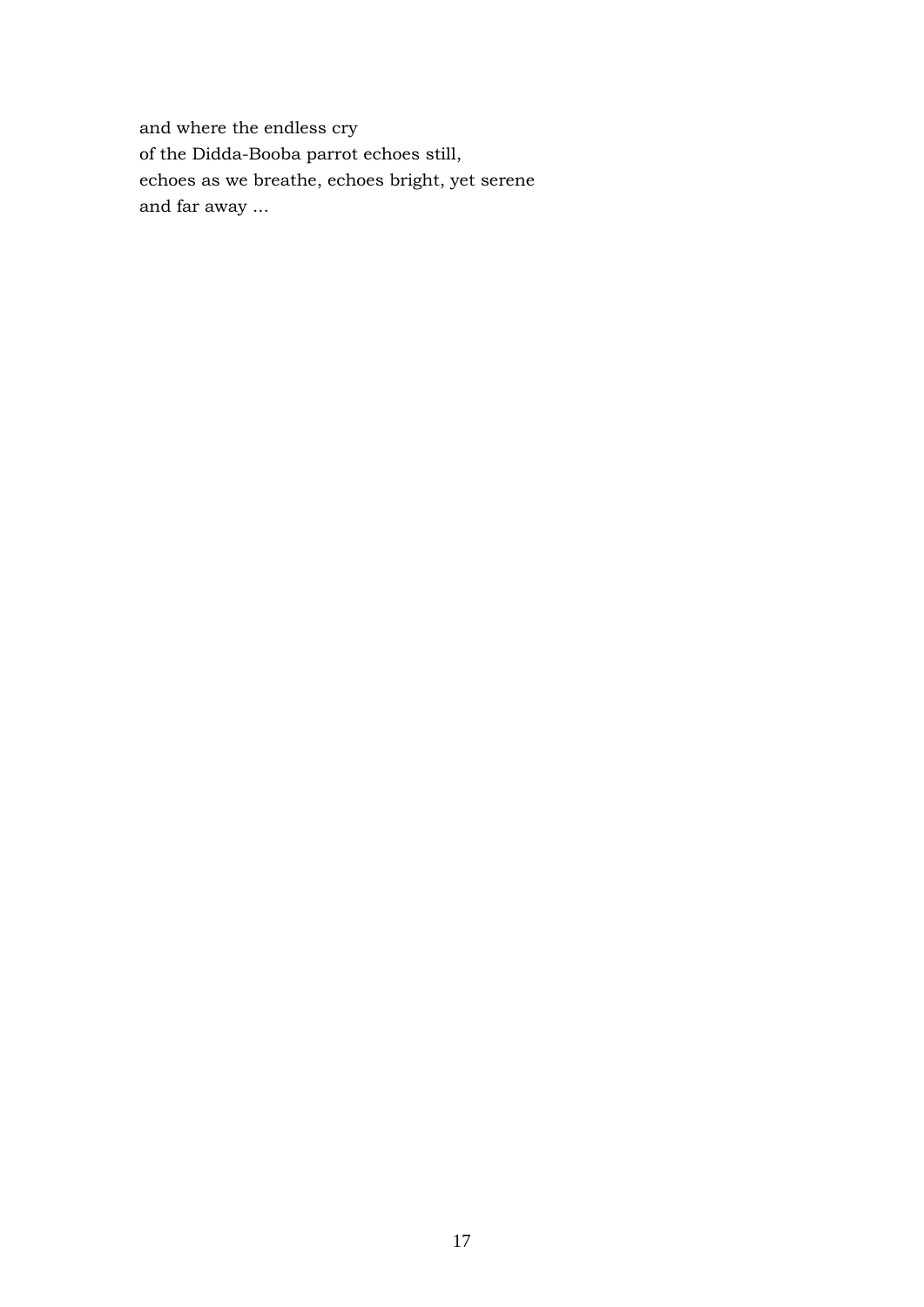and where the endless cry  
of the Didda-Booba parrot echoes still,  
echoes as we breathe, echoes bright, yet serene  
and far away ...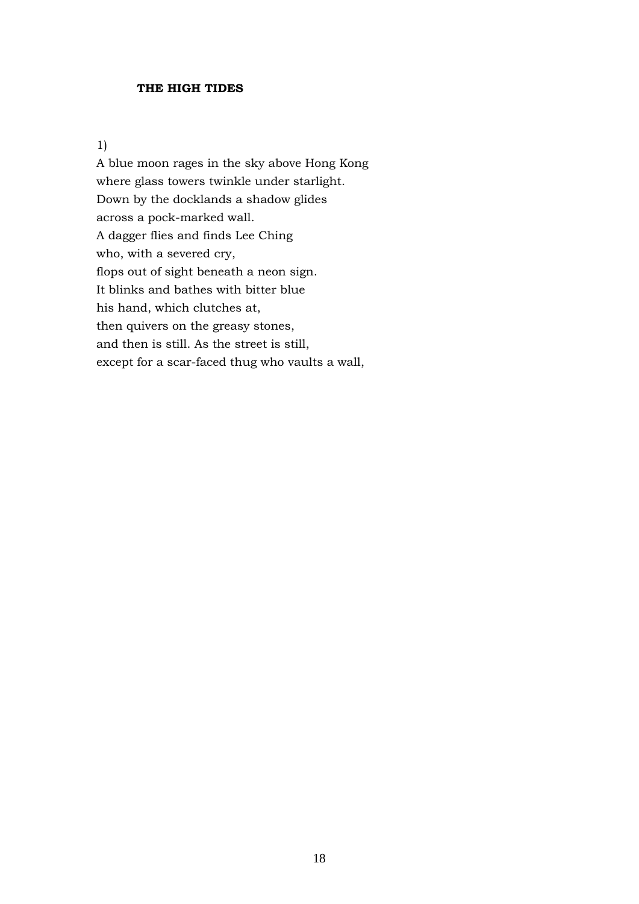**THE HIGH TIDES**

1)

A blue moon rages in the sky above Hong Kong  
where glass towers twinkle under starlight.  
Down by the docklands a shadow glides  
across a pock-marked wall.  
A dagger flies and finds Lee Ching  
who, with a severed cry,  
flops out of sight beneath a neon sign.  
It blinks and bathes with bitter blue  
his hand, which clutches at,  
then quivers on the greasy stones,  
and then is still. As the street is still,  
except for a scar-faced thug who vaults a wall,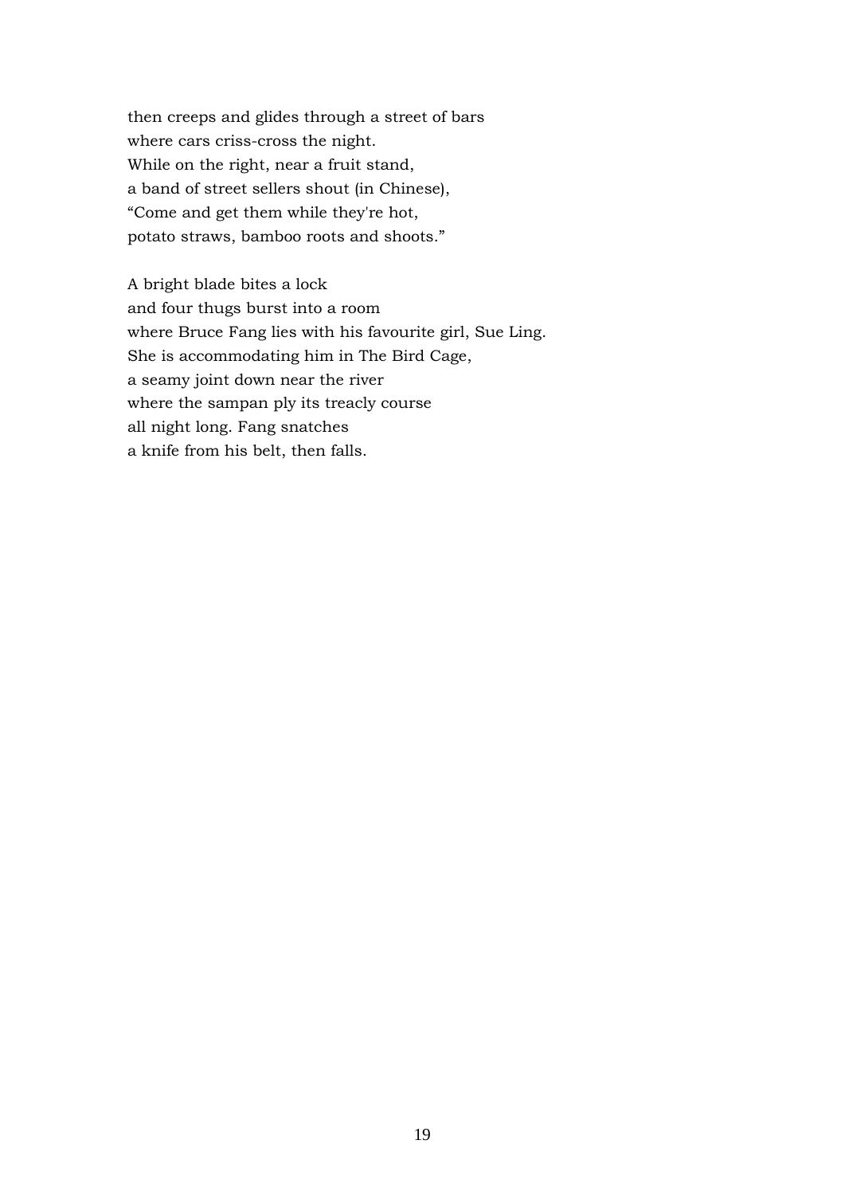then creeps and glides through a street of bars  
where cars criss-cross the night.  
While on the right, near a fruit stand,  
a band of street sellers shout (in Chinese),  
“Come and get them while they're hot,  
potato straws, bamboo roots and shoots.”

A bright blade bites a lock  
and four thugs burst into a room  
where Bruce Fang lies with his favourite girl, Sue Ling.  
She is accommodating him in The Bird Cage,  
a seamy joint down near the river  
where the sampan ply its treacly course  
all night long. Fang snatches  
a knife from his belt, then falls.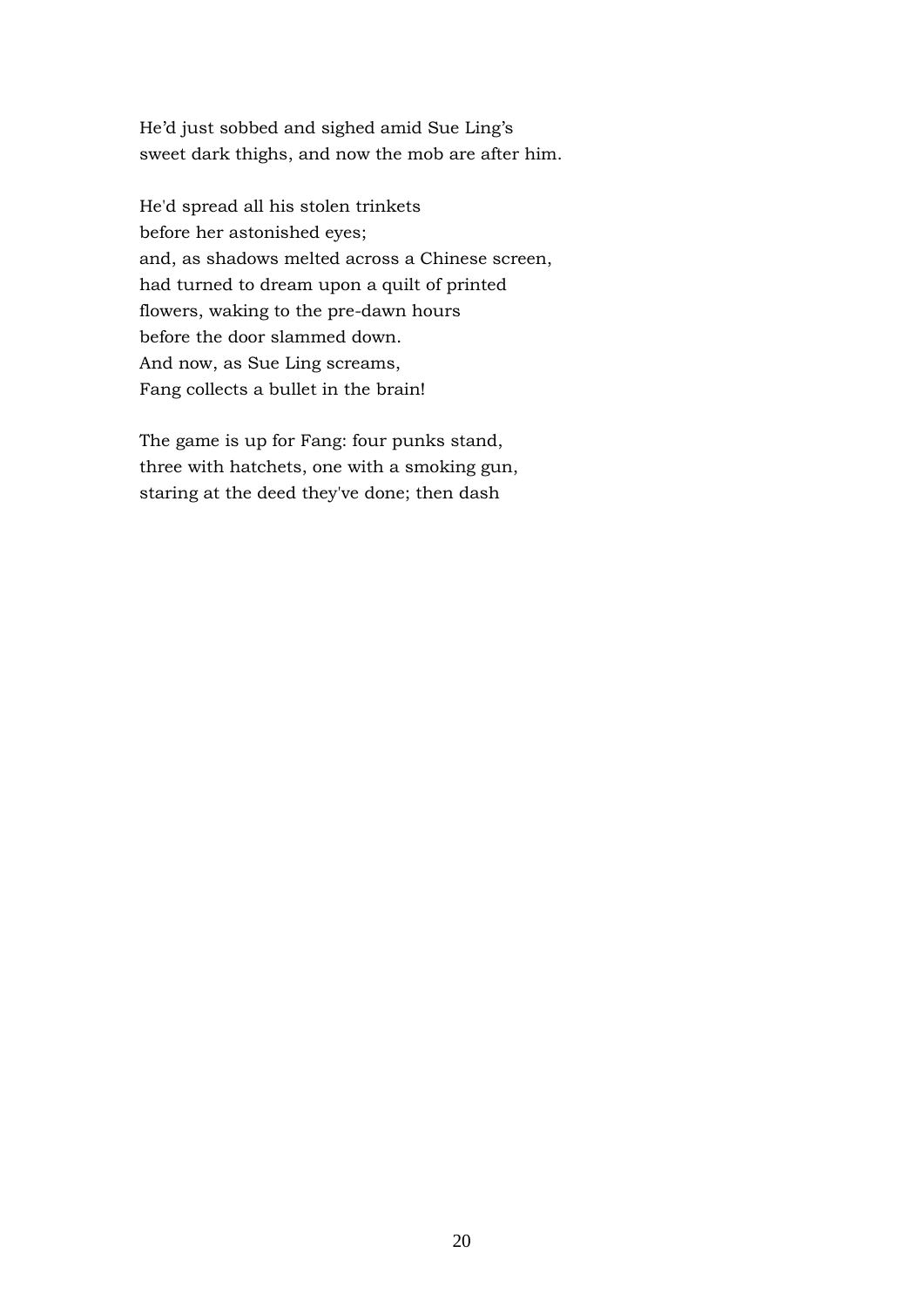He'd just sobbed and sighed amid Sue Ling's
sweet dark thighs, and now the mob are after him.

He'd spread all his stolen trinkets
before her astonished eyes;
and, as shadows melted across a Chinese screen,
had turned to dream upon a quilt of printed
flowers, waking to the pre-dawn hours
before the door slammed down.
And now, as Sue Ling screams,
Fang collects a bullet in the brain!

The game is up for Fang: four punks stand,
three with hatchets, one with a smoking gun,
staring at the deed they've done; then dash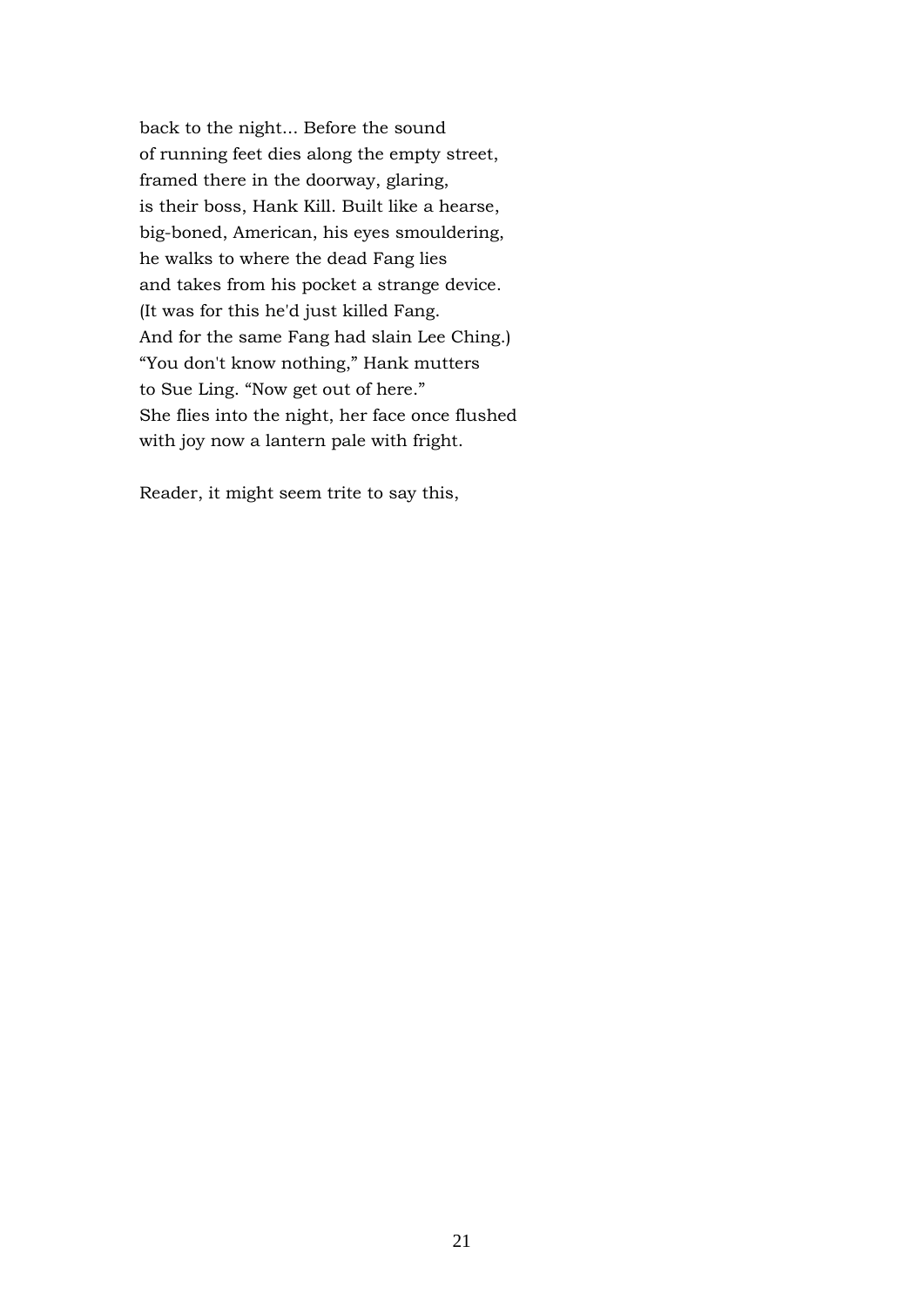back to the night... Before the sound  
of running feet dies along the empty street,  
framed there in the doorway, glaring,  
is their boss, Hank Kill. Built like a hearse,  
big-boned, American, his eyes smouldering,  
he walks to where the dead Fang lies  
and takes from his pocket a strange device.  
(It was for this he'd just killed Fang.  
And for the same Fang had slain Lee Ching.)  
“You don't know nothing,” Hank mutters  
to Sue Ling. “Now get out of here.”  
She flies into the night, her face once flushed  
with joy now a lantern pale with fright.

Reader, it might seem trite to say this,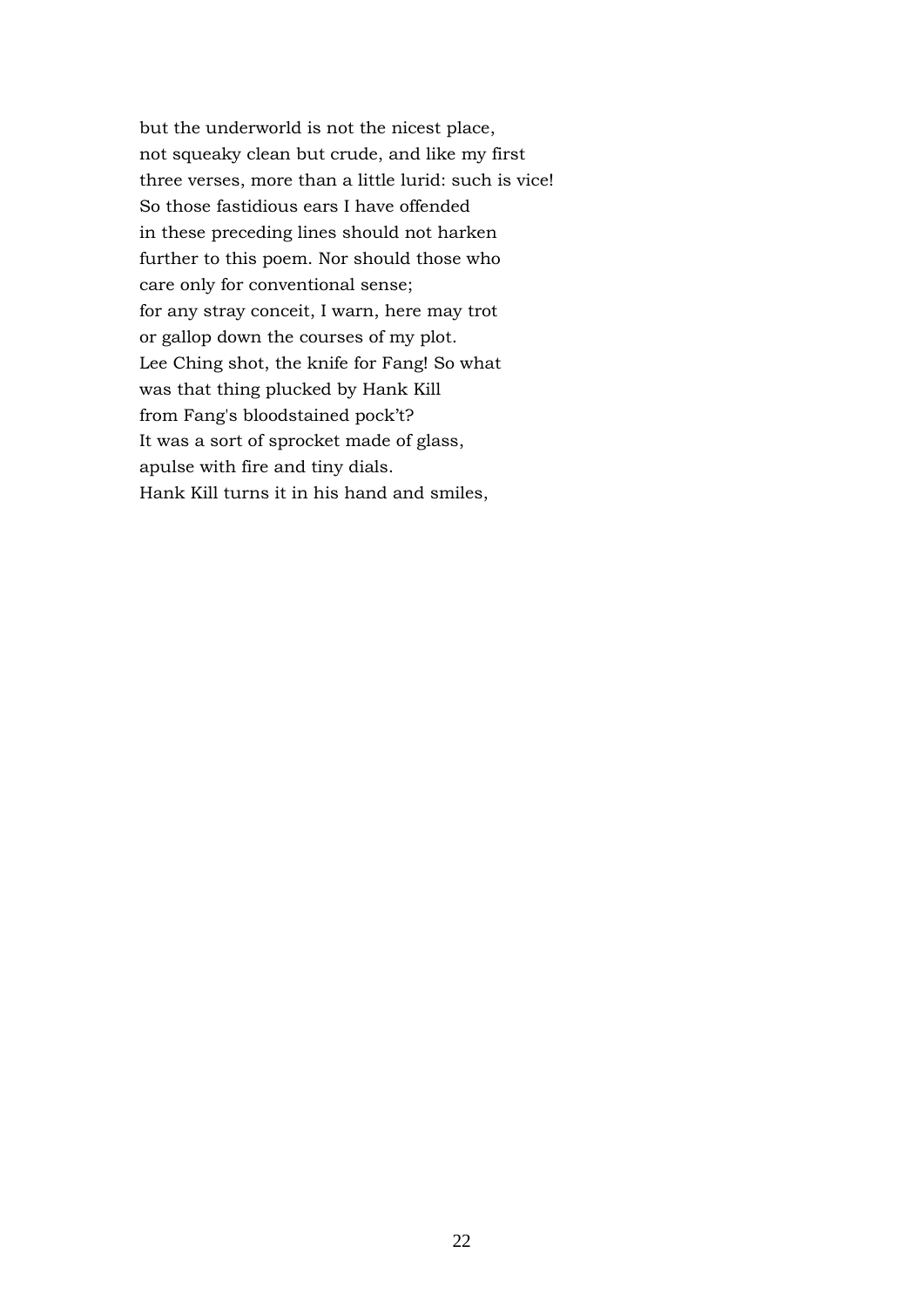but the underworld is not the nicest place,  
not squeaky clean but crude, and like my first  
three verses, more than a little lurid: such is vice!  
So those fastidious ears I have offended  
in these preceding lines should not harken  
further to this poem. Nor should those who  
care only for conventional sense;  
for any stray conceit, I warn, here may trot  
or gallop down the courses of my plot.  
Lee Ching shot, the knife for Fang! So what  
was that thing plucked by Hank Kill  
from Fang's bloodstained pock't?  
It was a sort of sprocket made of glass,  
apulse with fire and tiny dials.  
Hank Kill turns it in his hand and smiles,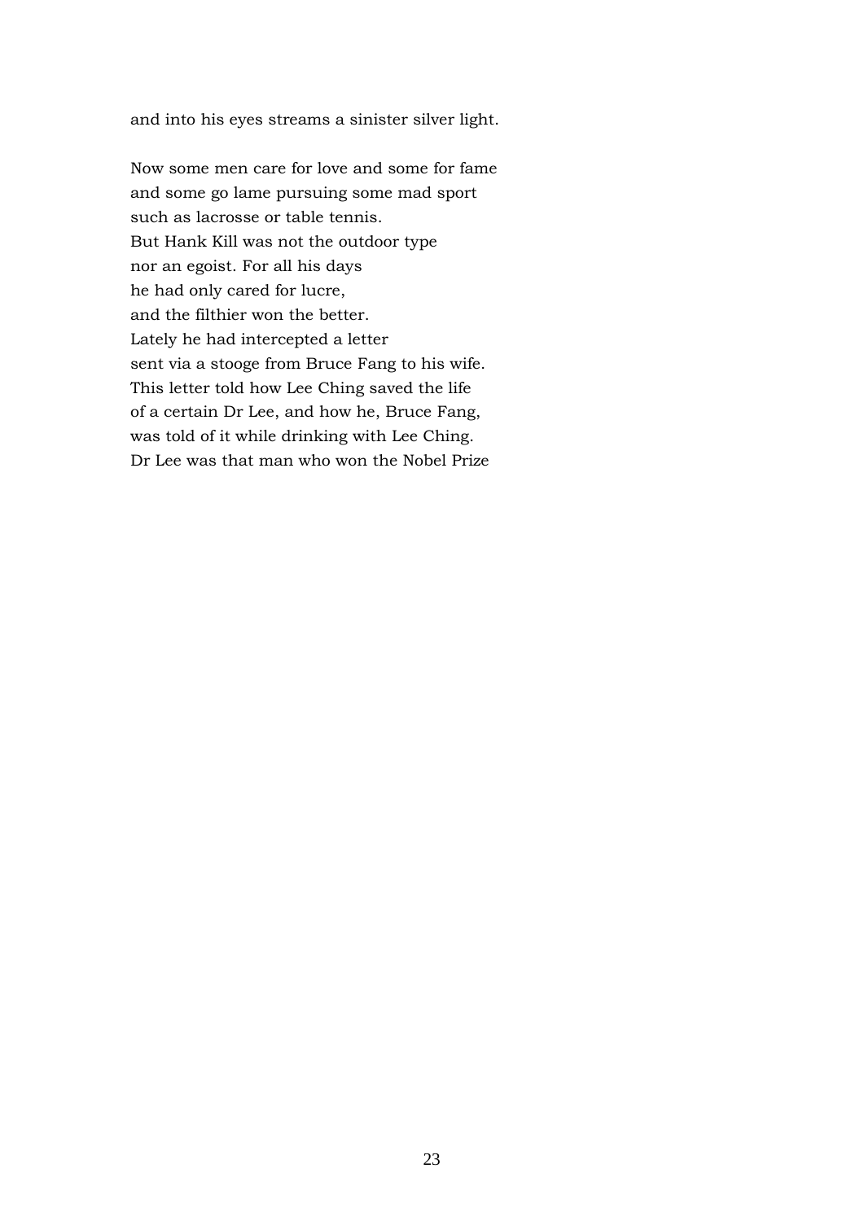and into his eyes streams a sinister silver light.

Now some men care for love and some for fame  
and some go lame pursuing some mad sport  
such as lacrosse or table tennis.  
But Hank Kill was not the outdoor type  
nor an egoist. For all his days  
he had only cared for lucre,  
and the filthier won the better.  
Lately he had intercepted a letter  
sent via a stooge from Bruce Fang to his wife.  
This letter told how Lee Ching saved the life  
of a certain Dr Lee, and how he, Bruce Fang,  
was told of it while drinking with Lee Ching.  
Dr Lee was that man who won the Nobel Prize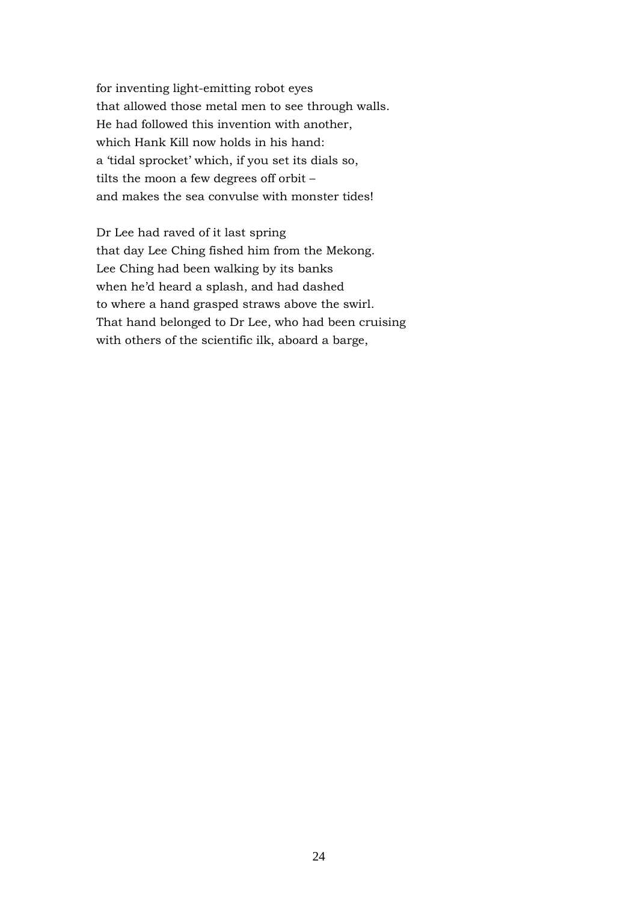for inventing light-emitting robot eyes
that allowed those metal men to see through walls.
He had followed this invention with another,
which Hank Kill now holds in his hand:
a 'tidal sprocket' which, if you set its dials so,
tilts the moon a few degrees off orbit –
and makes the sea convulse with monster tides!

Dr Lee had raved of it last spring
that day Lee Ching fished him from the Mekong.
Lee Ching had been walking by its banks
when he'd heard a splash, and had dashed
to where a hand grasped straws above the swirl.
That hand belonged to Dr Lee, who had been cruising
with others of the scientific ilk, aboard a barge,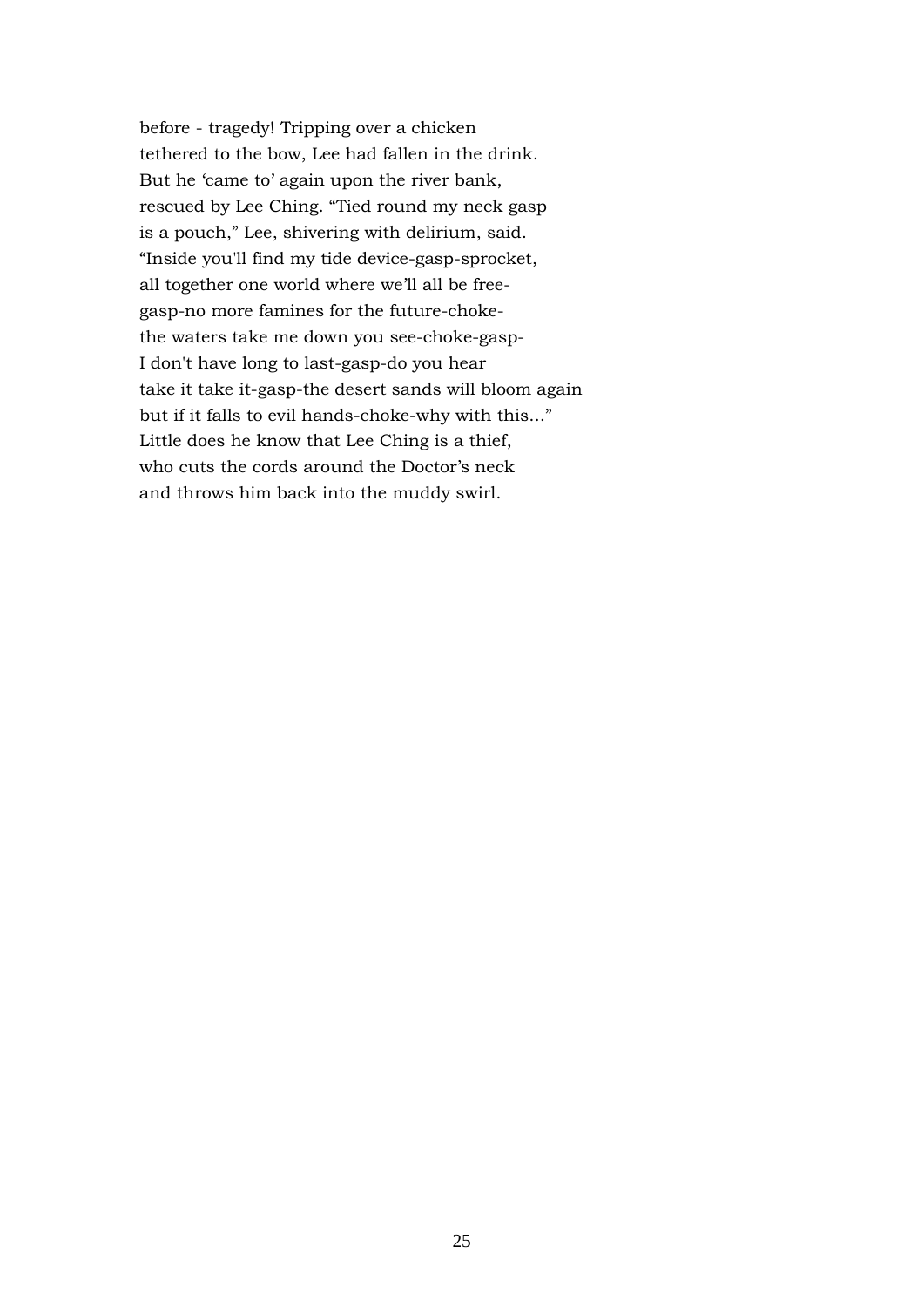before - tragedy! Tripping over a chicken
tethered to the bow, Lee had fallen in the drink.
But he 'came to' again upon the river bank,
rescued by Lee Ching. "Tied round my neck gasp
is a pouch," Lee, shivering with delirium, said.
"Inside you'll find my tide device-gasp-sprocket,
all together one world where we'll all be free-
gasp-no more famines for the future-choke-
the waters take me down you see-choke-gasp-
I don't have long to last-gasp-do you hear
take it take it-gasp-the desert sands will bloom again
but if it falls to evil hands-choke-why with this..."
Little does he know that Lee Ching is a thief,
who cuts the cords around the Doctor's neck
and throws him back into the muddy swirl.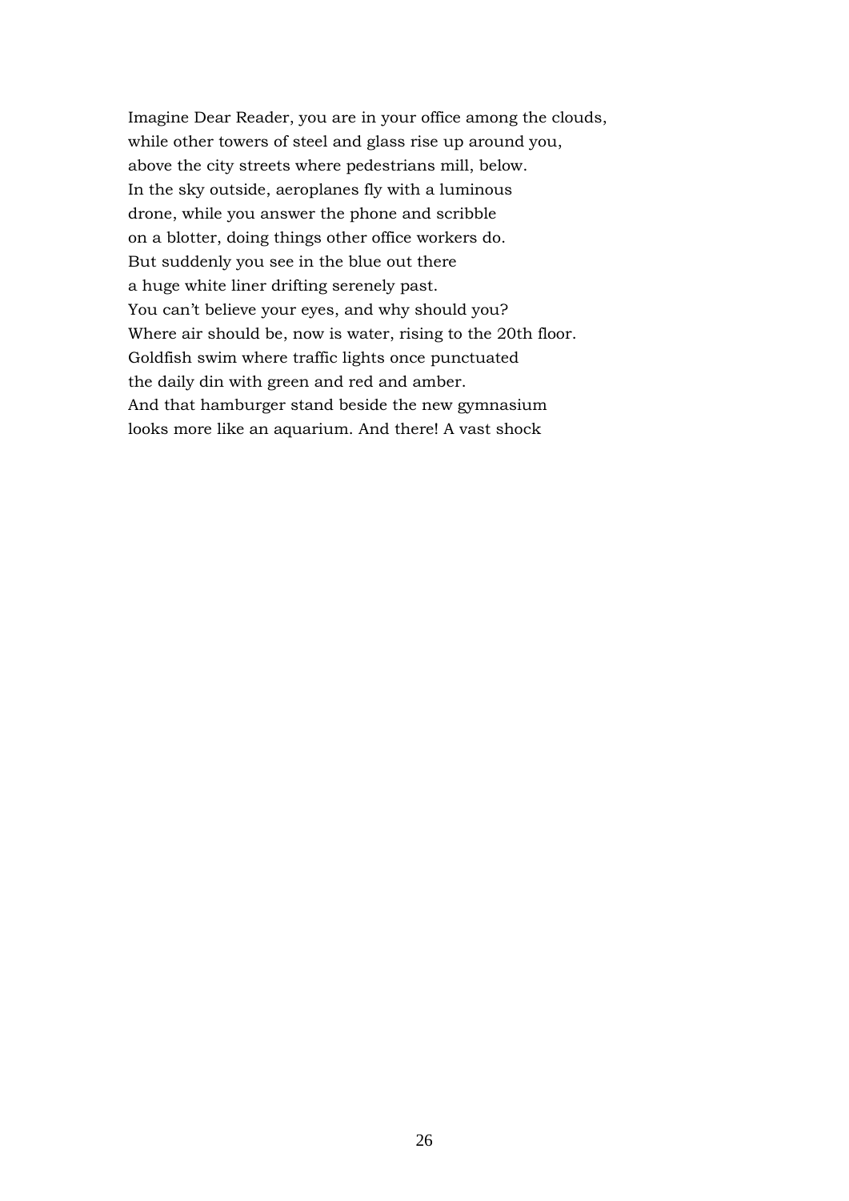Imagine Dear Reader, you are in your office among the clouds,  
while other towers of steel and glass rise up around you,  
above the city streets where pedestrians mill, below.  
In the sky outside, aeroplanes fly with a luminous  
drone, while you answer the phone and scribble  
on a blotter, doing things other office workers do.  
But suddenly you see in the blue out there  
a huge white liner drifting serenely past.  
You can't believe your eyes, and why should you?  
Where air should be, now is water, rising to the 20th floor.  
Goldfish swim where traffic lights once punctuated  
the daily din with green and red and amber.  
And that hamburger stand beside the new gymnasium  
looks more like an aquarium. And there! A vast shock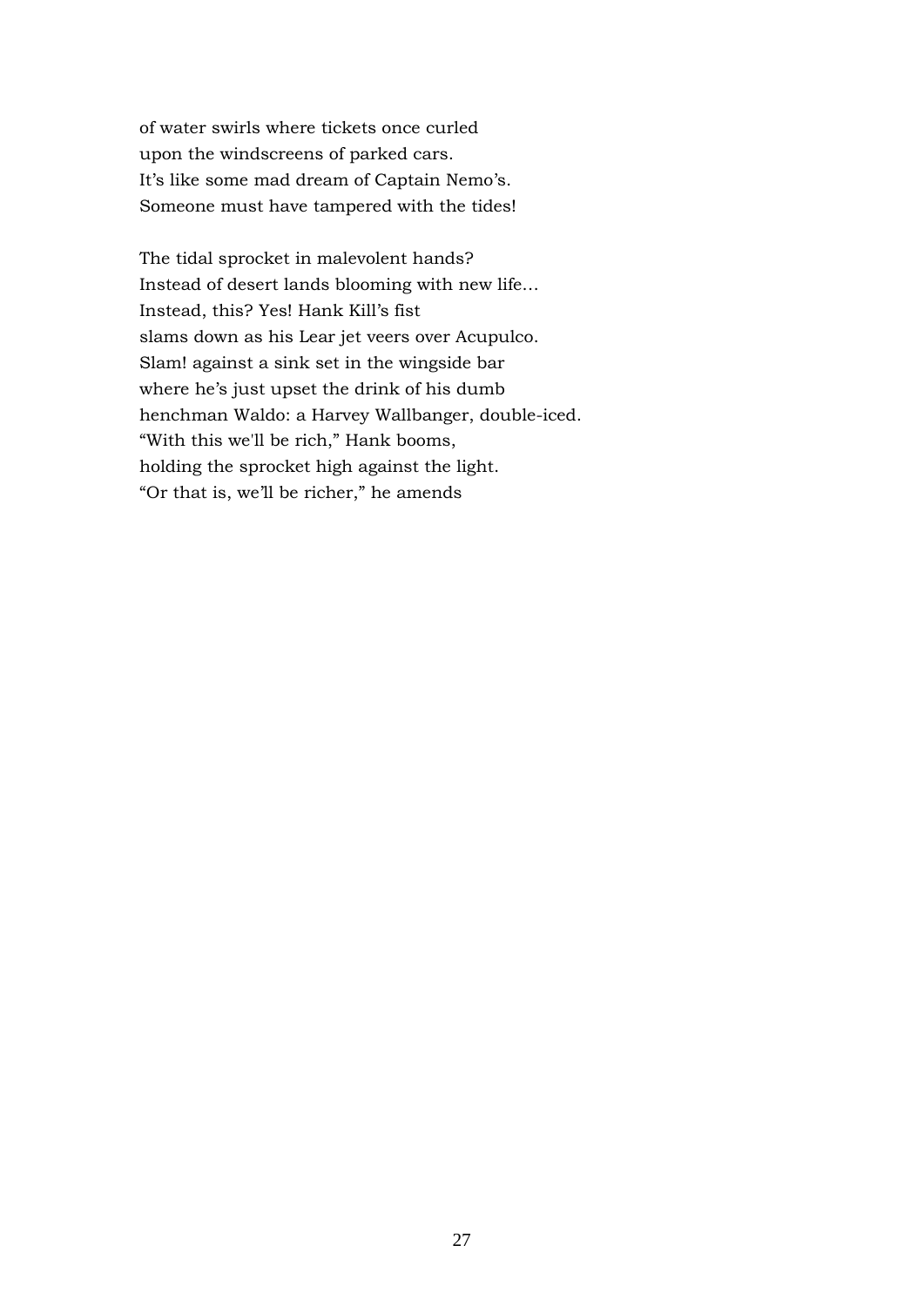of water swirls where tickets once curled  
upon the windscreens of parked cars.  
It's like some mad dream of Captain Nemo's.  
Someone must have tampered with the tides!

The tidal sprocket in malevolent hands?  
Instead of desert lands blooming with new life…  
Instead, this? Yes! Hank Kill's fist  
slams down as his Lear jet veers over Acupulco.  
Slam! against a sink set in the wingside bar  
where he's just upset the drink of his dumb  
henchman Waldo: a Harvey Wallbanger, double-iced.  
"With this we'll be rich," Hank booms,  
holding the sprocket high against the light.  
"Or that is, we'll be richer," he amends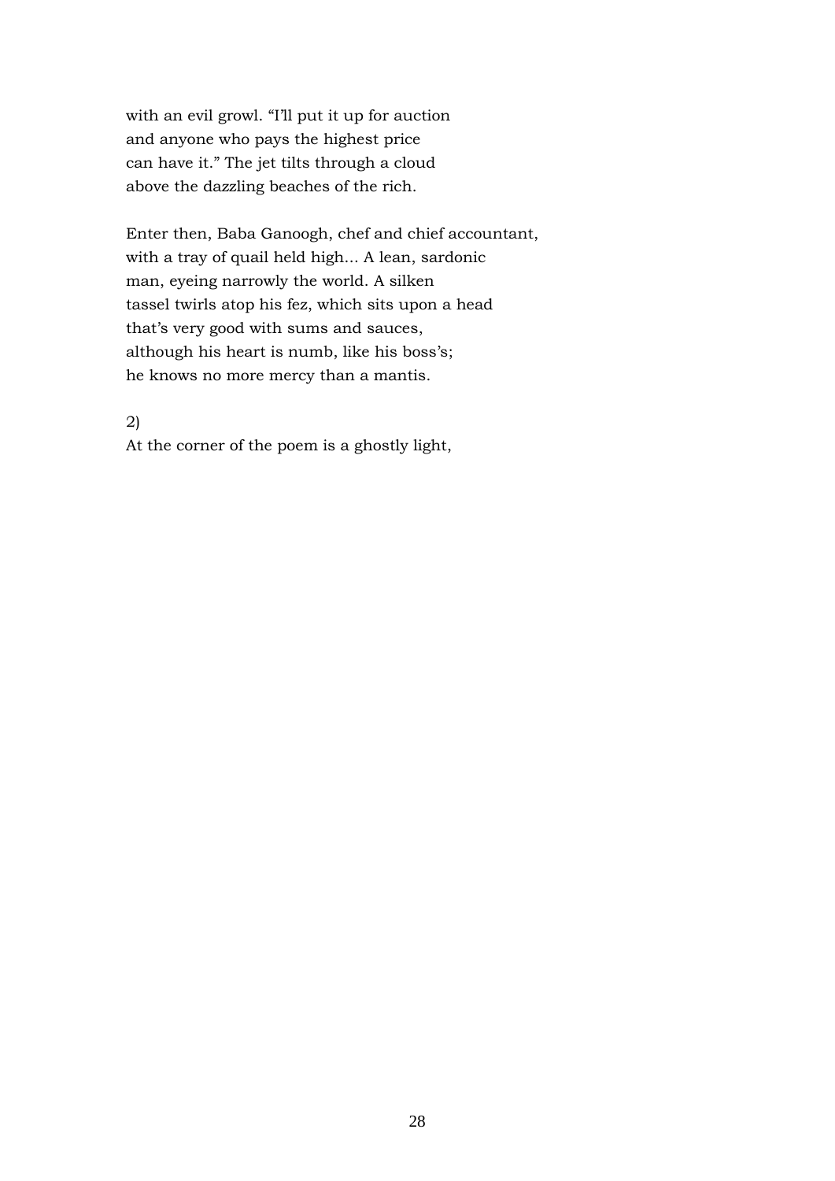with an evil growl. “I’ll put it up for auction
and anyone who pays the highest price
can have it.” The jet tilts through a cloud
above the dazzling beaches of the rich.

Enter then, Baba Ganoogh, chef and chief accountant,
with a tray of quail held high... A lean, sardonic
man, eyeing narrowly the world. A silken
tassel twirls atop his fez, which sits upon a head
that’s very good with sums and sauces,
although his heart is numb, like his boss’s;
he knows no more mercy than a mantis.

2)
At the corner of the poem is a ghostly light,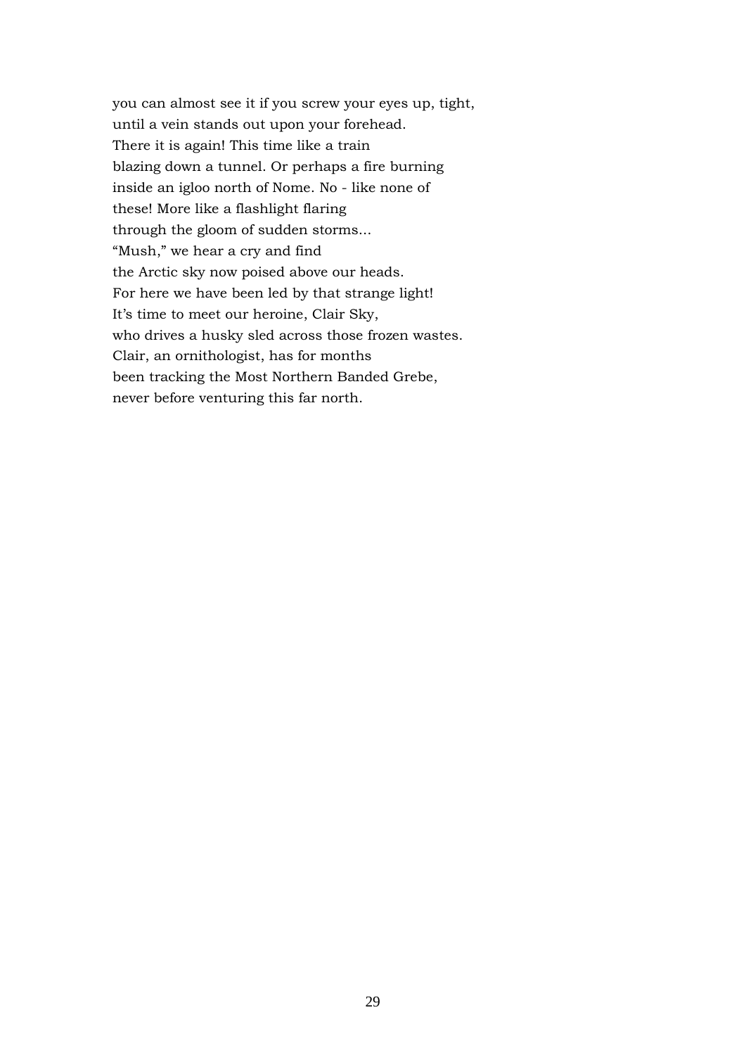you can almost see it if you screw your eyes up, tight,  
until a vein stands out upon your forehead.  
There it is again! This time like a train  
blazing down a tunnel. Or perhaps a fire burning  
inside an igloo north of Nome. No - like none of  
these! More like a flashlight flaring  
through the gloom of sudden storms...  
"Mush," we hear a cry and find  
the Arctic sky now poised above our heads.  
For here we have been led by that strange light!  
It's time to meet our heroine, Clair Sky,  
who drives a husky sled across those frozen wastes.  
Clair, an ornithologist, has for months  
been tracking the Most Northern Banded Grebe,  
never before venturing this far north.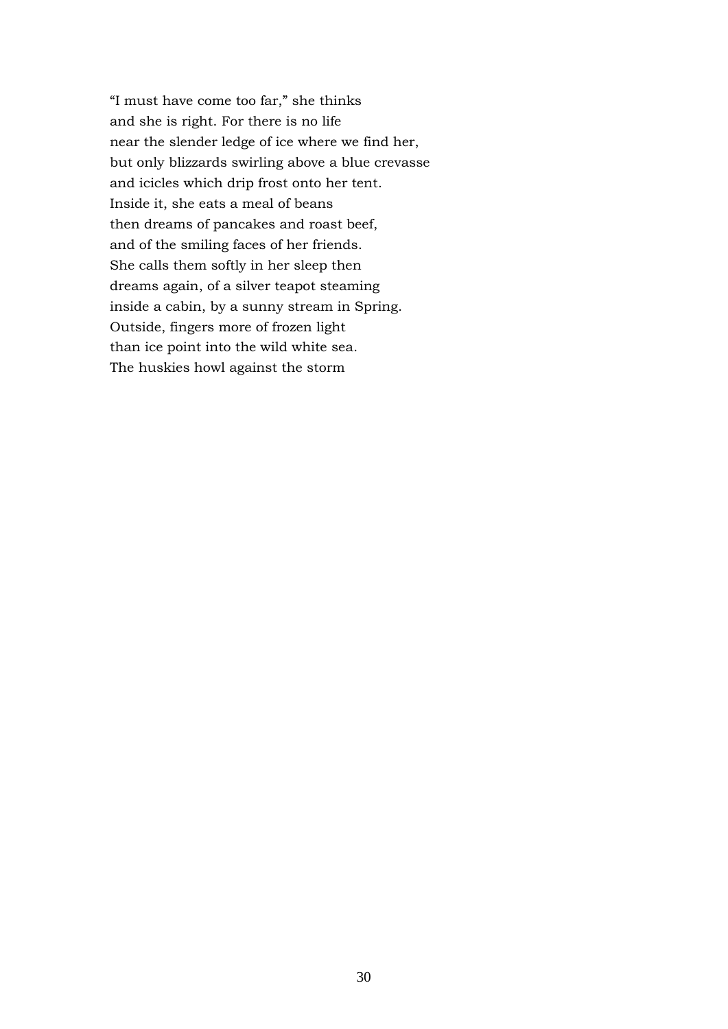"I must have come too far," she thinks  
and she is right. For there is no life  
near the slender ledge of ice where we find her,  
but only blizzards swirling above a blue crevasse  
and icicles which drip frost onto her tent.  
Inside it, she eats a meal of beans  
then dreams of pancakes and roast beef,  
and of the smiling faces of her friends.  
She calls them softly in her sleep then  
dreams again, of a silver teapot steaming  
inside a cabin, by a sunny stream in Spring.  
Outside, fingers more of frozen light  
than ice point into the wild white sea.  
The huskies howl against the storm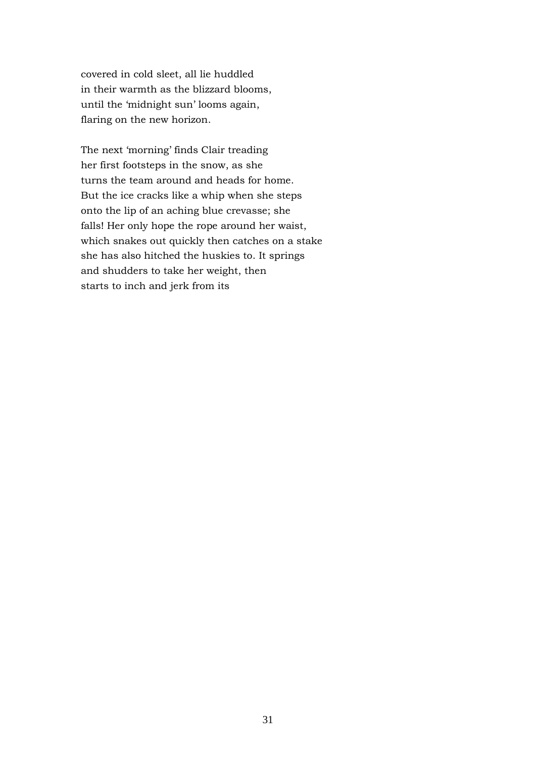covered in cold sleet, all lie huddled  
in their warmth as the blizzard blooms,  
until the 'midnight sun' looms again,  
flaring on the new horizon.

The next 'morning' finds Clair treading  
her first footsteps in the snow, as she  
turns the team around and heads for home.  
But the ice cracks like a whip when she steps  
onto the lip of an aching blue crevasse; she  
falls! Her only hope the rope around her waist,  
which snakes out quickly then catches on a stake  
she has also hitched the huskies to. It springs  
and shudders to take her weight, then  
starts to inch and jerk from its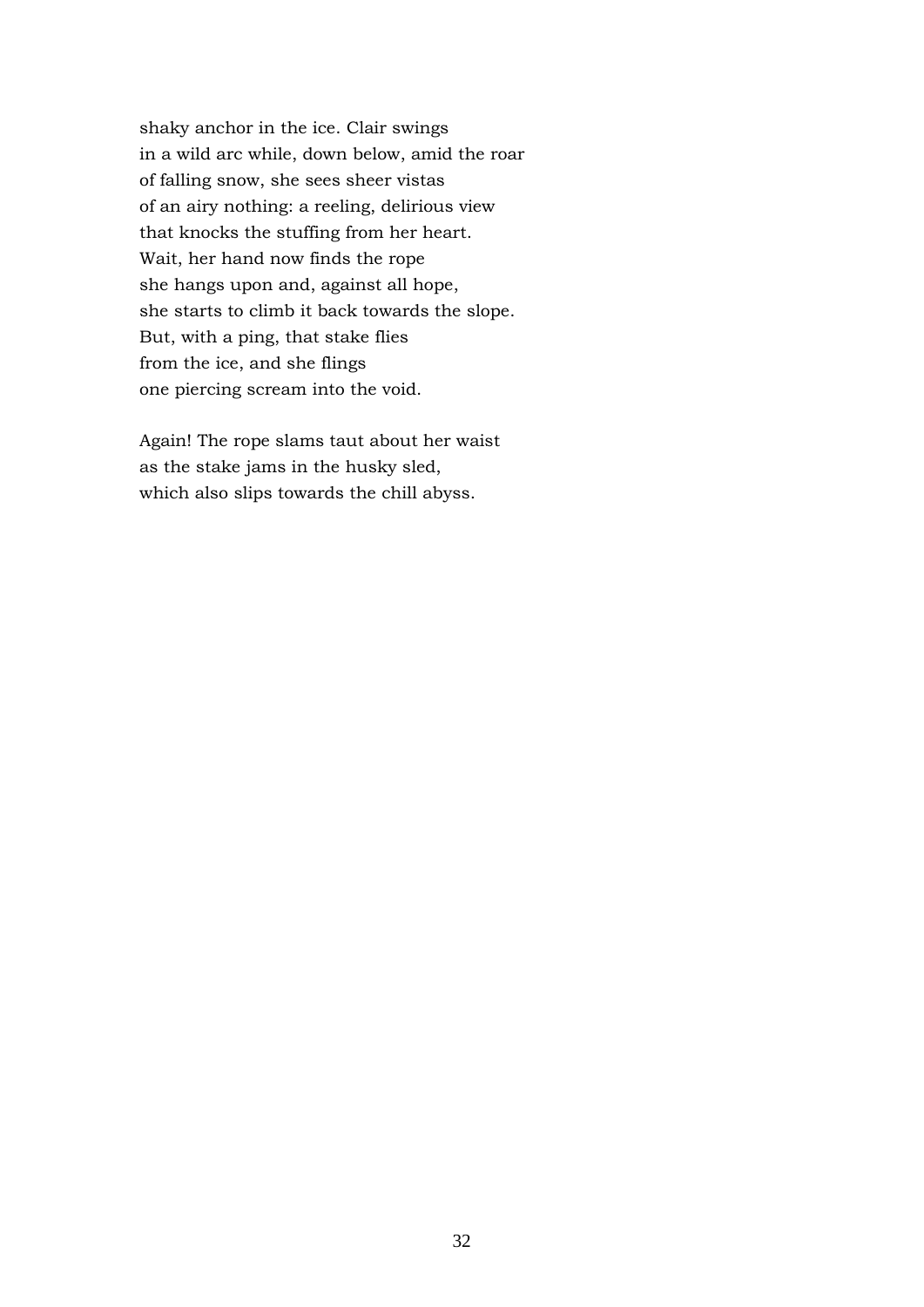shaky anchor in the ice. Clair swings  
in a wild arc while, down below, amid the roar  
of falling snow, she sees sheer vistas  
of an airy nothing: a reeling, delirious view  
that knocks the stuffing from her heart.  
Wait, her hand now finds the rope  
she hangs upon and, against all hope,  
she starts to climb it back towards the slope.  
But, with a ping, that stake flies  
from the ice, and she flings  
one piercing scream into the void.

Again! The rope slams taut about her waist  
as the stake jams in the husky sled,  
which also slips towards the chill abyss.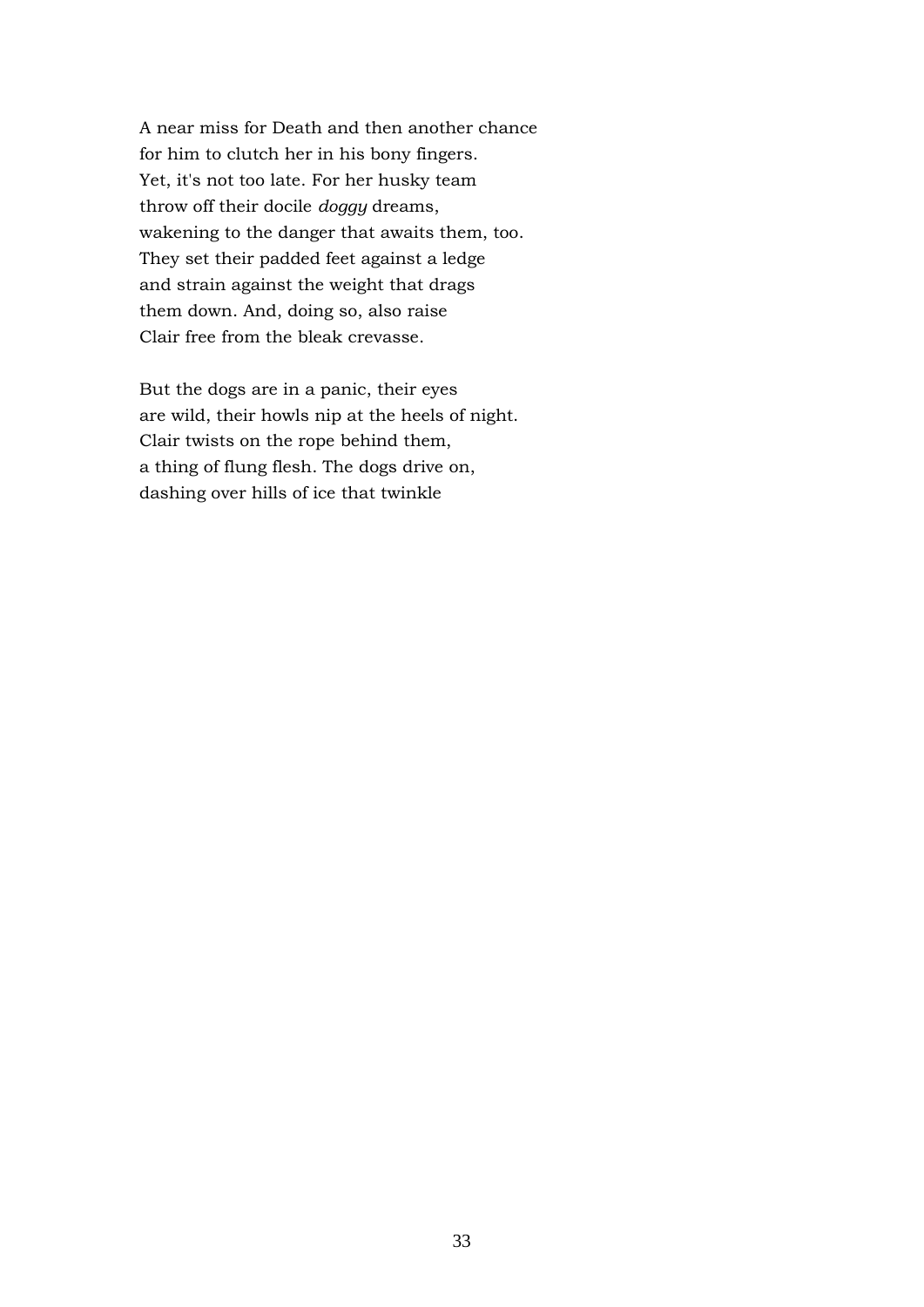A near miss for Death and then another chance
for him to clutch her in his bony fingers.
Yet, it's not too late. For her husky team
throw off their docile *doggy* dreams,
wakening to the danger that awaits them, too.
They set their padded feet against a ledge
and strain against the weight that drags
them down. And, doing so, also raise
Clair free from the bleak crevasse.

But the dogs are in a panic, their eyes
are wild, their howls nip at the heels of night.
Clair twists on the rope behind them,
a thing of flung flesh. The dogs drive on,
dashing over hills of ice that twinkle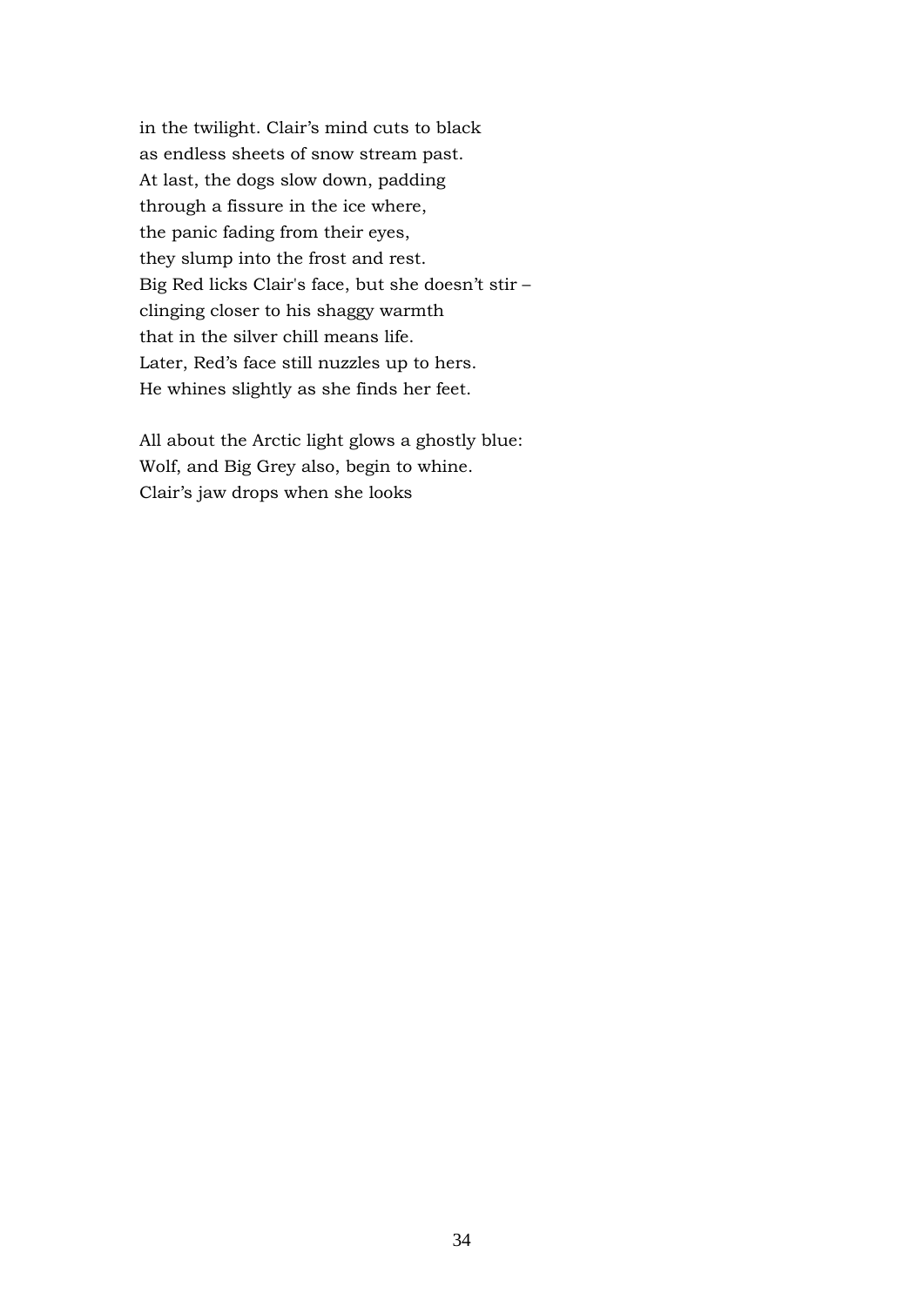in the twilight. Clair’s mind cuts to black  
as endless sheets of snow stream past.  
At last, the dogs slow down, padding  
through a fissure in the ice where,  
the panic fading from their eyes,  
they slump into the frost and rest.  
Big Red licks Clair's face, but she doesn’t stir –  
clinging closer to his shaggy warmth  
that in the silver chill means life.  
Later, Red’s face still nuzzles up to hers.  
He whines slightly as she finds her feet.

All about the Arctic light glows a ghostly blue:  
Wolf, and Big Grey also, begin to whine.  
Clair’s jaw drops when she looks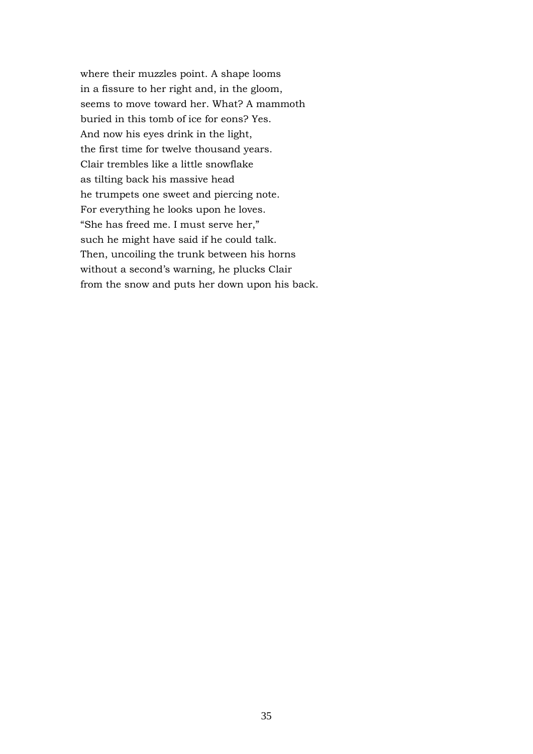where their muzzles point. A shape looms  
in a fissure to her right and, in the gloom,  
seems to move toward her. What? A mammoth  
buried in this tomb of ice for eons? Yes.  
And now his eyes drink in the light,  
the first time for twelve thousand years.  
Clair trembles like a little snowflake  
as tilting back his massive head  
he trumpets one sweet and piercing note.  
For everything he looks upon he loves.  
“She has freed me. I must serve her,”  
such he might have said if he could talk.  
Then, uncoiling the trunk between his horns  
without a second’s warning, he plucks Clair  
from the snow and puts her down upon his back.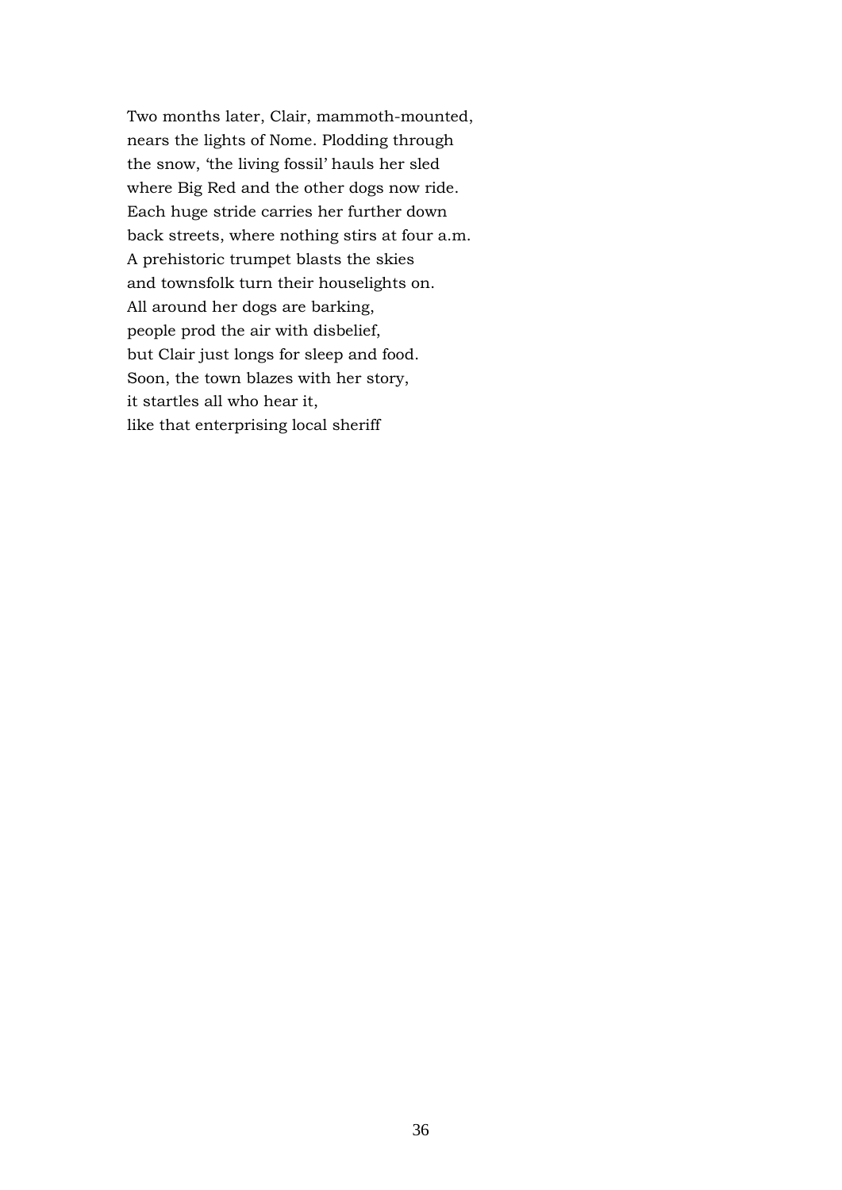Two months later, Clair, mammoth-mounted,  
nears the lights of Nome. Plodding through  
the snow, 'the living fossil' hauls her sled  
where Big Red and the other dogs now ride.  
Each huge stride carries her further down  
back streets, where nothing stirs at four a.m.  
A prehistoric trumpet blasts the skies  
and townsfolk turn their houselights on.  
All around her dogs are barking,  
people prod the air with disbelief,  
but Clair just longs for sleep and food.  
Soon, the town blazes with her story,  
it startles all who hear it,  
like that enterprising local sheriff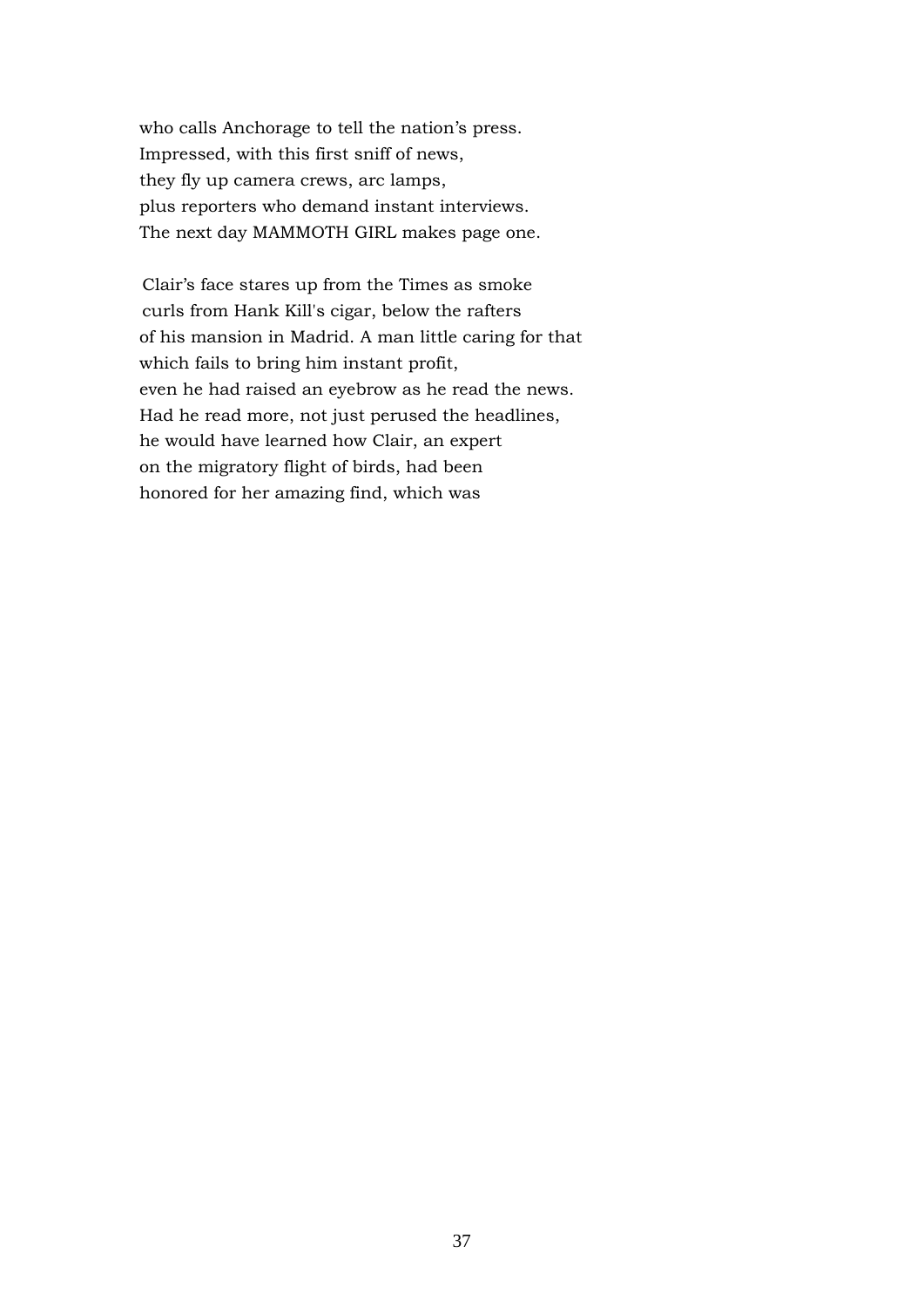who calls Anchorage to tell the nation's press.
Impressed, with this first sniff of news,
they fly up camera crews, arc lamps,
plus reporters who demand instant interviews.
The next day MAMMOTH GIRL makes page one.

Clair's face stares up from the Times as smoke
curls from Hank Kill's cigar, below the rafters
of his mansion in Madrid. A man little caring for that
which fails to bring him instant profit,
even he had raised an eyebrow as he read the news.
Had he read more, not just perused the headlines,
he would have learned how Clair, an expert
on the migratory flight of birds, had been
honored for her amazing find, which was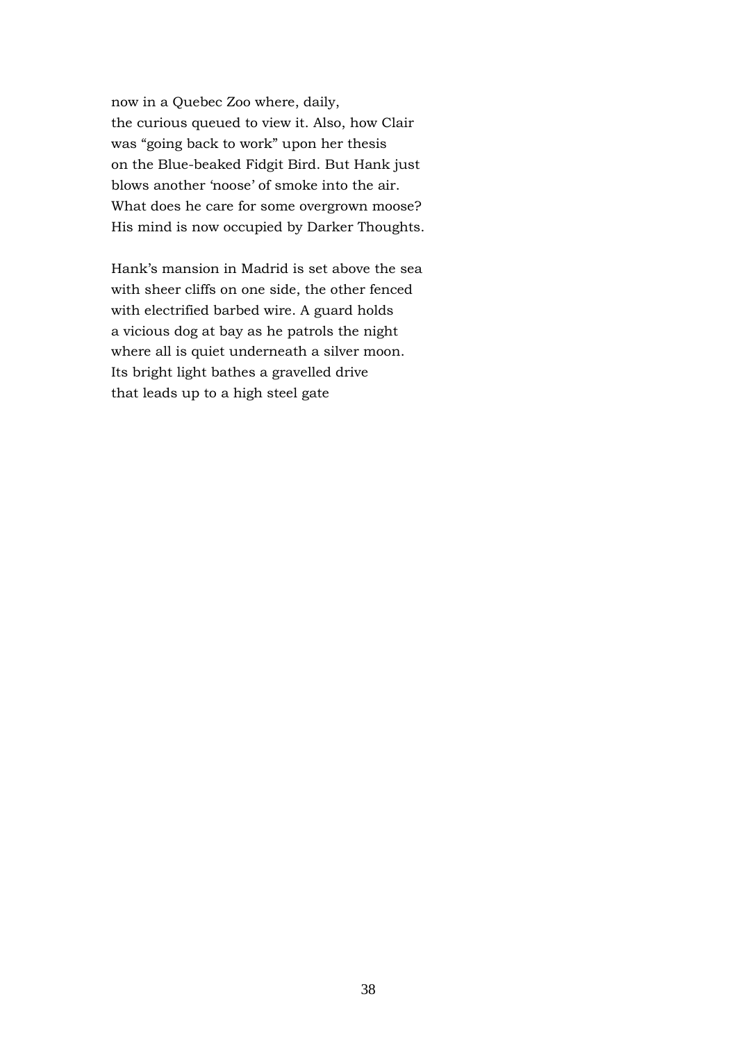now in a Quebec Zoo where, daily,  
the curious queued to view it. Also, how Clair  
was “going back to work” upon her thesis  
on the Blue-beaked Fidgit Bird. But Hank just  
blows another ‘noose’ of smoke into the air.  
What does he care for some overgrown moose?  
His mind is now occupied by Darker Thoughts.

Hank’s mansion in Madrid is set above the sea  
with sheer cliffs on one side, the other fenced  
with electrified barbed wire. A guard holds  
a vicious dog at bay as he patrols the night  
where all is quiet underneath a silver moon.  
Its bright light bathes a gravelled drive  
that leads up to a high steel gate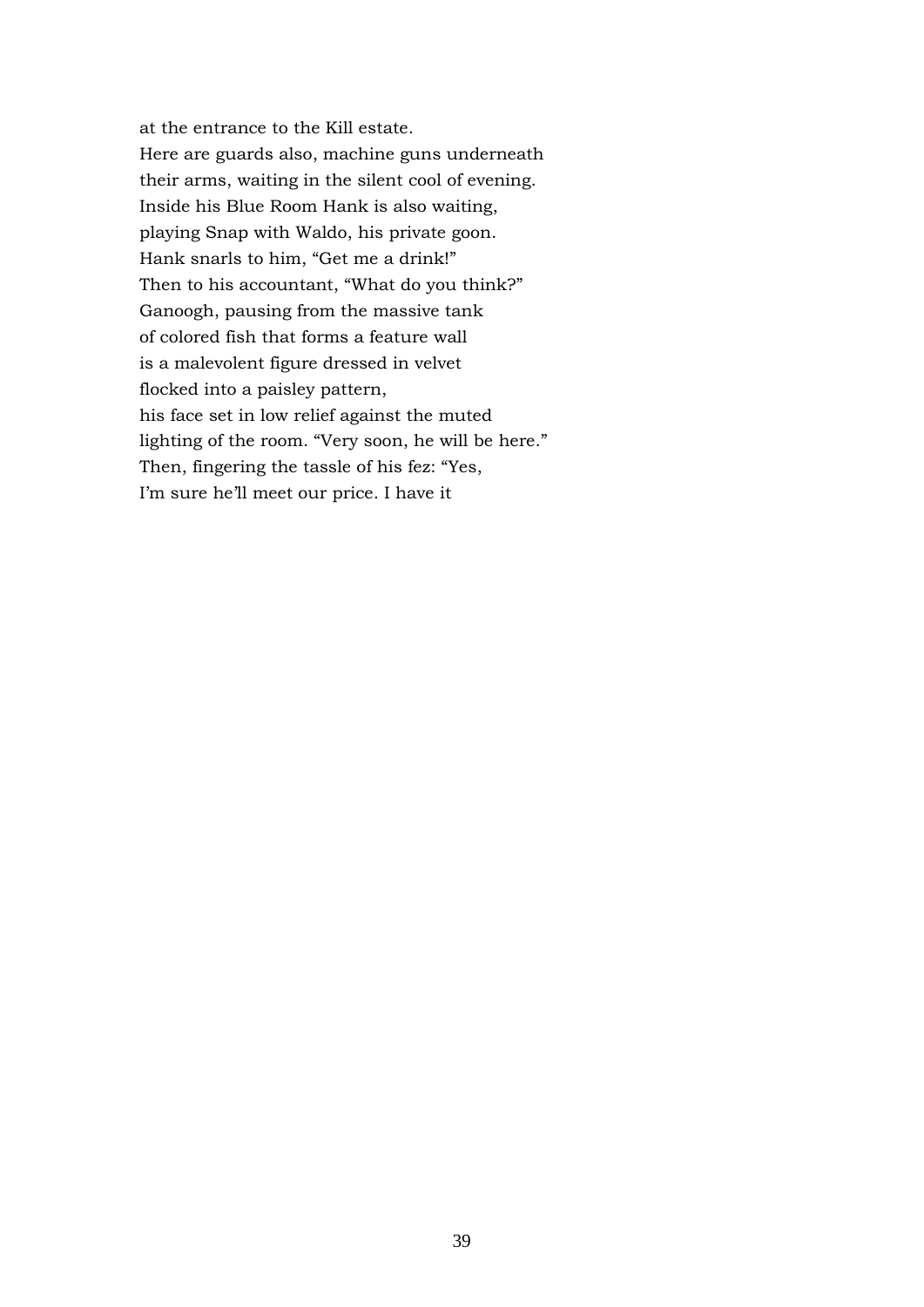at the entrance to the Kill estate.  
Here are guards also, machine guns underneath  
their arms, waiting in the silent cool of evening.  
Inside his Blue Room Hank is also waiting,  
playing Snap with Waldo, his private goon.  
Hank snarls to him, “Get me a drink!”  
Then to his accountant, “What do you think?”  
Ganoogh, pausing from the massive tank  
of colored fish that forms a feature wall  
is a malevolent figure dressed in velvet  
flocked into a paisley pattern,  
his face set in low relief against the muted  
lighting of the room. “Very soon, he will be here.”  
Then, fingering the tassle of his fez: “Yes,  
I’m sure he’ll meet our price. I have it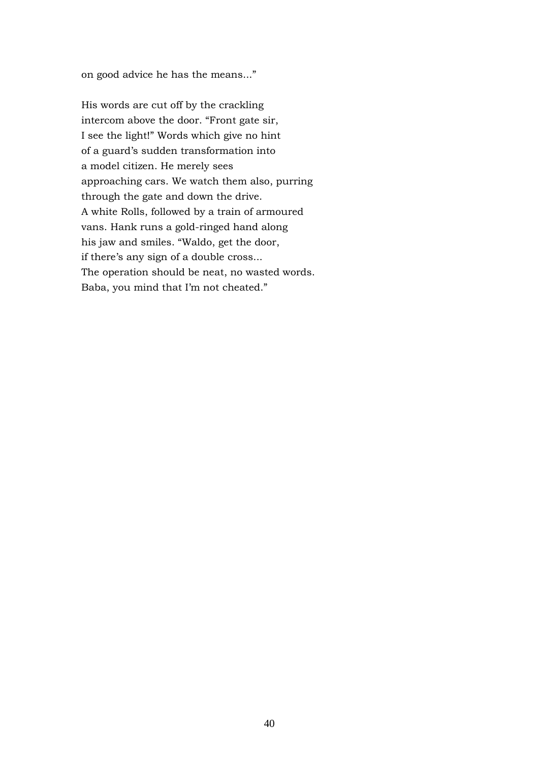on good advice he has the means..."

His words are cut off by the crackling
intercom above the door. "Front gate sir,
I see the light!" Words which give no hint
of a guard's sudden transformation into
a model citizen. He merely sees
approaching cars. We watch them also, purring
through the gate and down the drive.
A white Rolls, followed by a train of armoured
vans. Hank runs a gold-ringed hand along
his jaw and smiles. "Waldo, get the door,
if there's any sign of a double cross...
The operation should be neat, no wasted words.
Baba, you mind that I'm not cheated."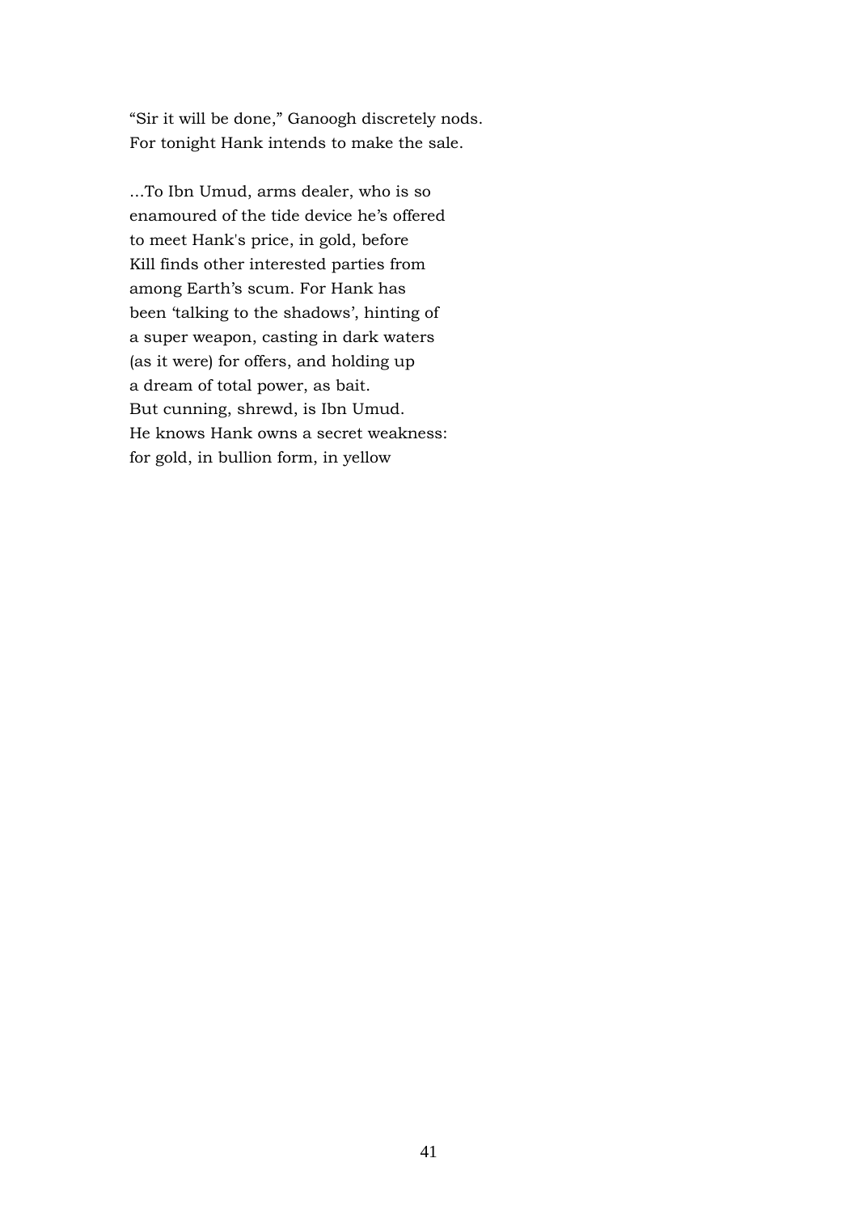“Sir it will be done,” Ganoogh discretely nods.
For tonight Hank intends to make the sale.

...To Ibn Umud, arms dealer, who is so
enamoured of the tide device he’s offered
to meet Hank's price, in gold, before
Kill finds other interested parties from
among Earth’s scum. For Hank has
been ‘talking to the shadows’, hinting of
a super weapon, casting in dark waters
(as it were) for offers, and holding up
a dream of total power, as bait.
But cunning, shrewd, is Ibn Umud.
He knows Hank owns a secret weakness:
for gold, in bullion form, in yellow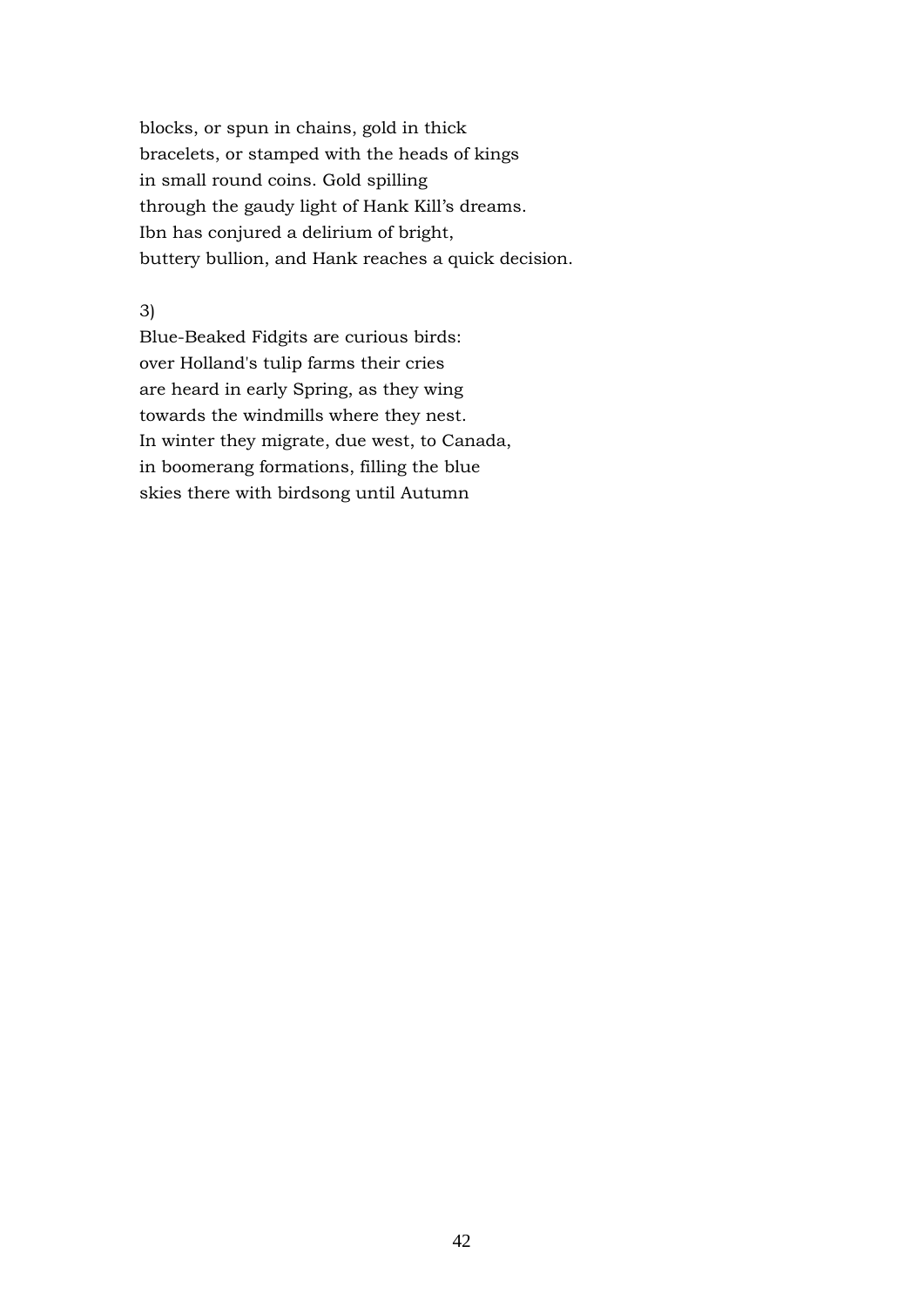blocks, or spun in chains, gold in thick  
bracelets, or stamped with the heads of kings  
in small round coins. Gold spilling  
through the gaudy light of Hank Kill's dreams.  
Ibn has conjured a delirium of bright,  
buttery bullion, and Hank reaches a quick decision.

3)  
Blue-Beaked Fidgits are curious birds:  
over Holland's tulip farms their cries  
are heard in early Spring, as they wing  
towards the windmills where they nest.  
In winter they migrate, due west, to Canada,  
in boomerang formations, filling the blue  
skies there with birdsong until Autumn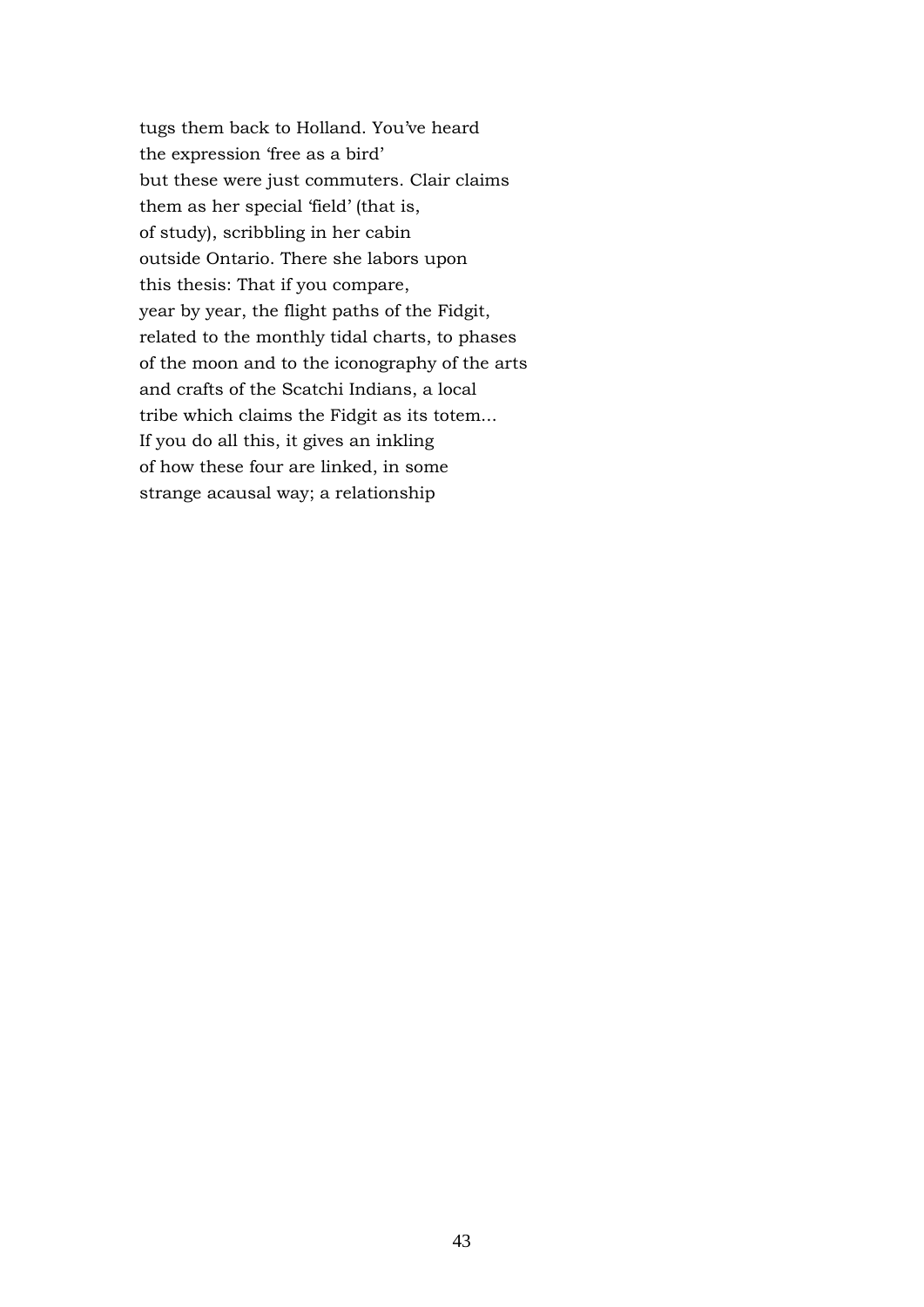tugs them back to Holland. You've heard  
the expression 'free as a bird'  
but these were just commuters. Clair claims  
them as her special 'field' (that is,  
of study), scribbling in her cabin  
outside Ontario. There she labors upon  
this thesis: That if you compare,  
year by year, the flight paths of the Fidgit,  
related to the monthly tidal charts, to phases  
of the moon and to the iconography of the arts  
and crafts of the Scatchi Indians, a local  
tribe which claims the Fidgit as its totem...  
If you do all this, it gives an inkling  
of how these four are linked, in some  
strange acausal way; a relationship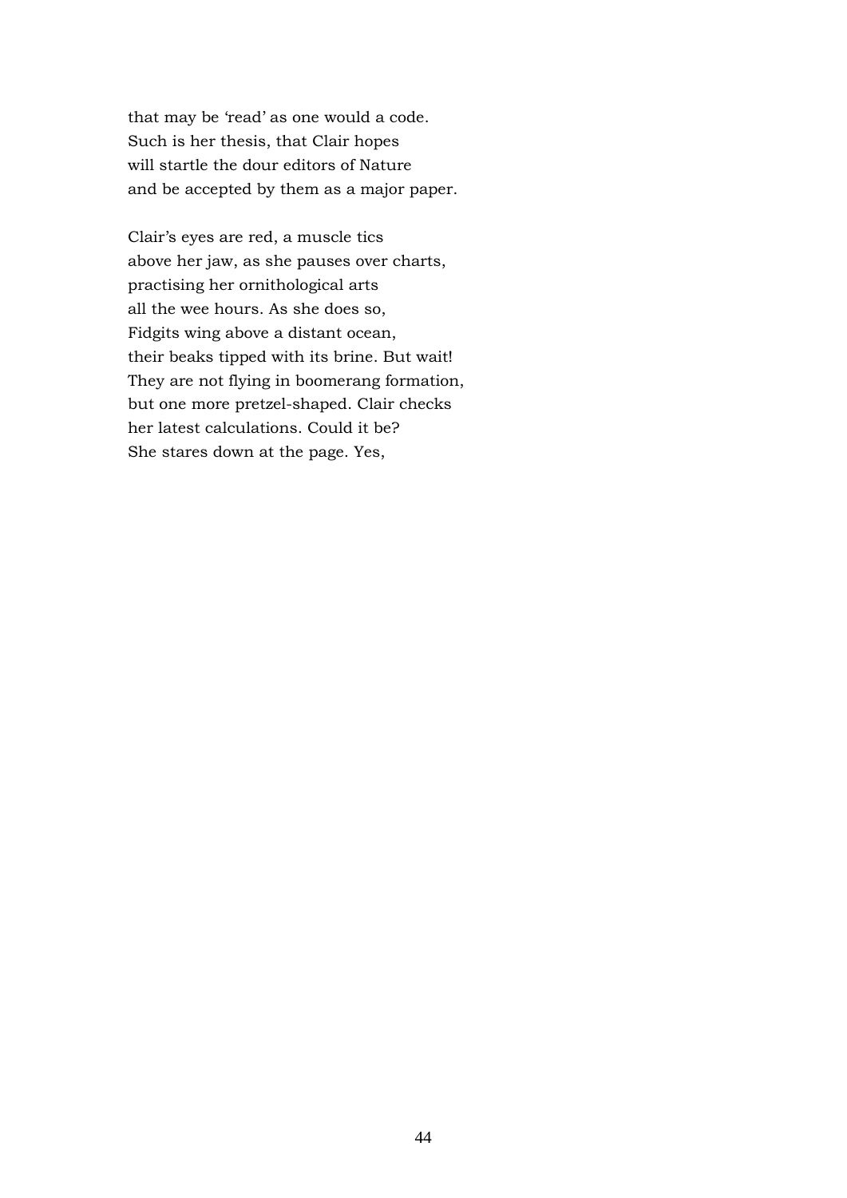that may be ‘read’ as one would a code.  
Such is her thesis, that Clair hopes  
will startle the dour editors of Nature  
and be accepted by them as a major paper.

Clair’s eyes are red, a muscle tics  
above her jaw, as she pauses over charts,  
practising her ornithological arts  
all the wee hours. As she does so,  
Fidgits wing above a distant ocean,  
their beaks tipped with its brine. But wait!  
They are not flying in boomerang formation,  
but one more pretzel-shaped. Clair checks  
her latest calculations. Could it be?  
She stares down at the page. Yes,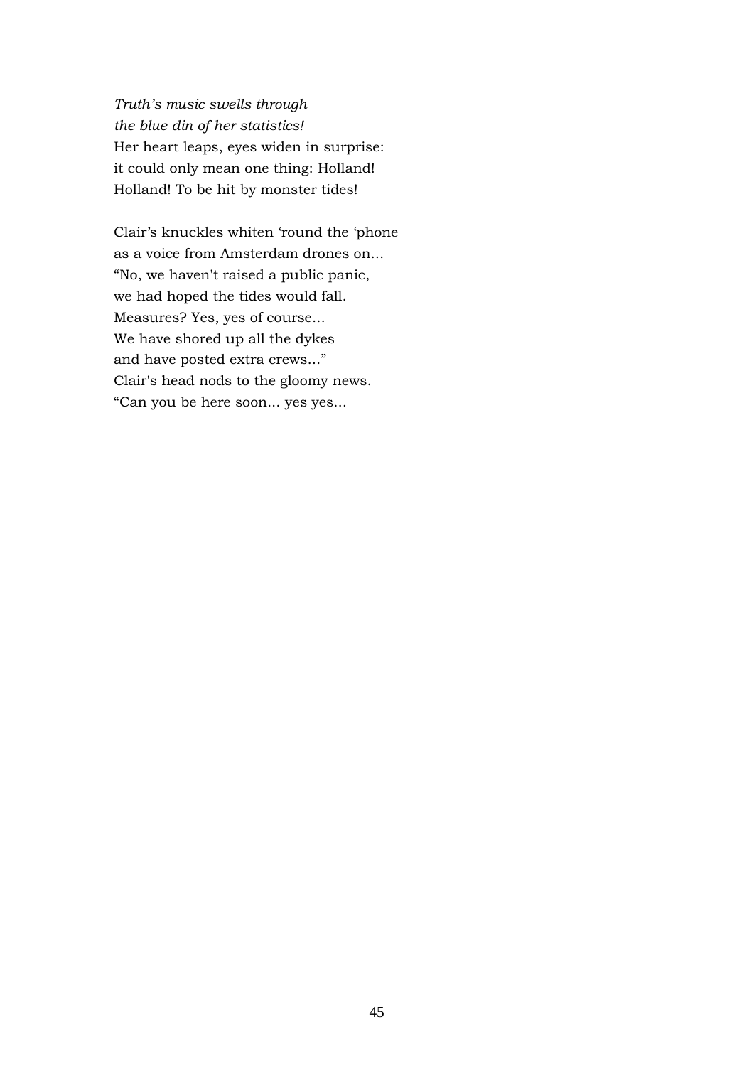*Truth's music swells through*  
*the blue din of her statistics!*  
Her heart leaps, eyes widen in surprise:  
it could only mean one thing: Holland!  
Holland! To be hit by monster tides!

Clair's knuckles whiten 'round the 'phone  
as a voice from Amsterdam drones on...  
"No, we haven't raised a public panic,  
we had hoped the tides would fall.  
Measures? Yes, yes of course...  
We have shored up all the dykes  
and have posted extra crews..."  
Clair's head nods to the gloomy news.  
"Can you be here soon... yes yes...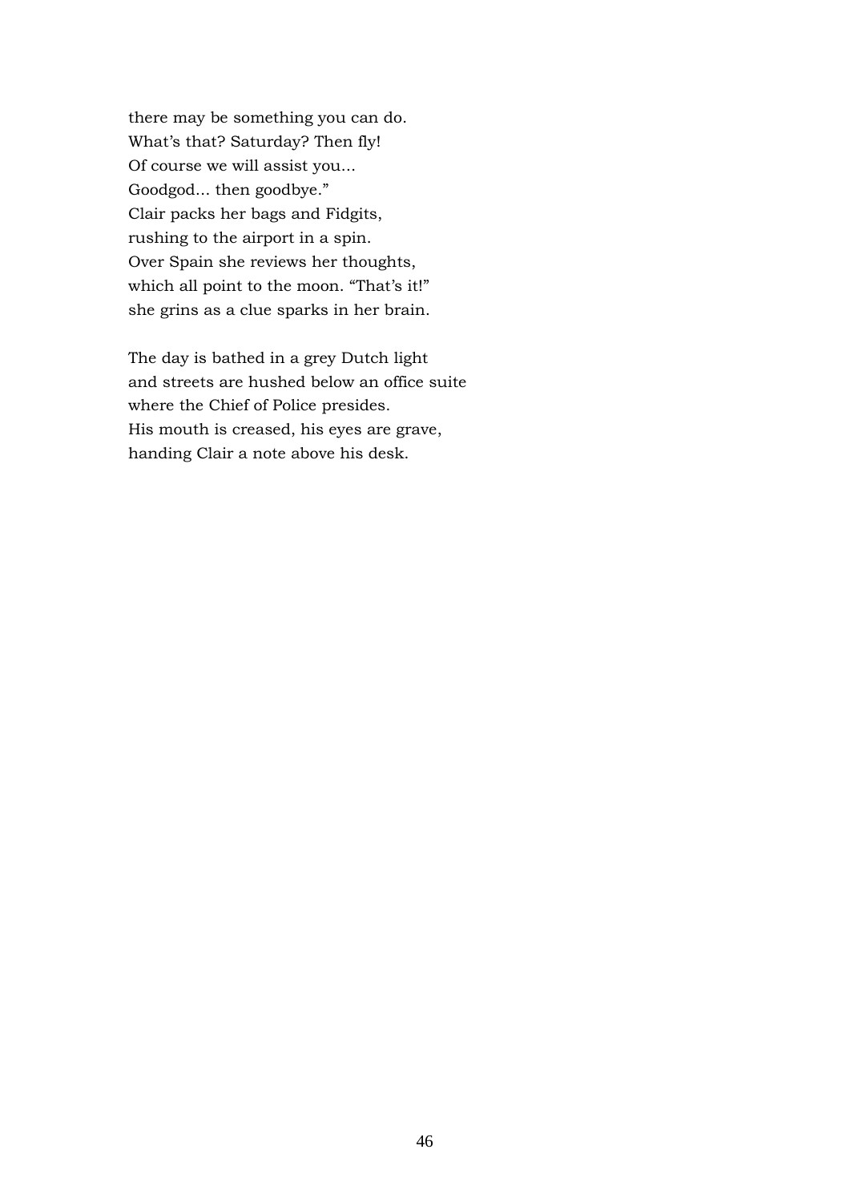there may be something you can do.  
What's that? Saturday? Then fly!  
Of course we will assist you...  
Goodgod... then goodbye."  
Clair packs her bags and Fidgits,  
rushing to the airport in a spin.  
Over Spain she reviews her thoughts,  
which all point to the moon. "That's it!"  
she grins as a clue sparks in her brain.

The day is bathed in a grey Dutch light  
and streets are hushed below an office suite  
where the Chief of Police presides.  
His mouth is creased, his eyes are grave,  
handing Clair a note above his desk.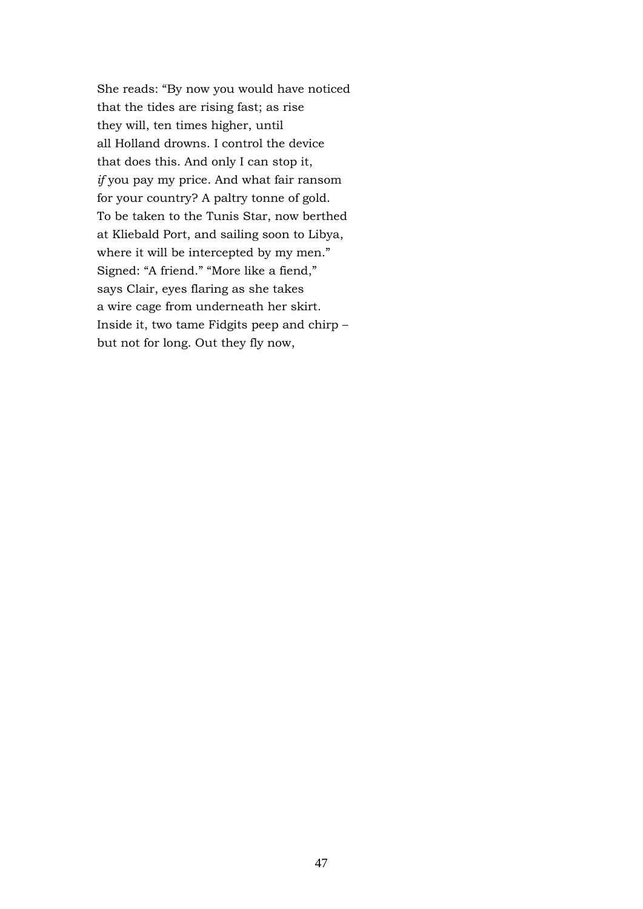She reads: "By now you would have noticed  
that the tides are rising fast; as rise  
they will, ten times higher, until  
all Holland drowns. I control the device  
that does this. And only I can stop it,  
*if* you pay my price. And what fair ransom  
for your country? A paltry tonne of gold.  
To be taken to the Tunis Star, now berthed  
at Kliebald Port, and sailing soon to Libya,  
where it will be intercepted by my men."  
Signed: "A friend." "More like a fiend,"  
says Clair, eyes flaring as she takes  
a wire cage from underneath her skirt.  
Inside it, two tame Fidgits peep and chirp –  
but not for long. Out they fly now,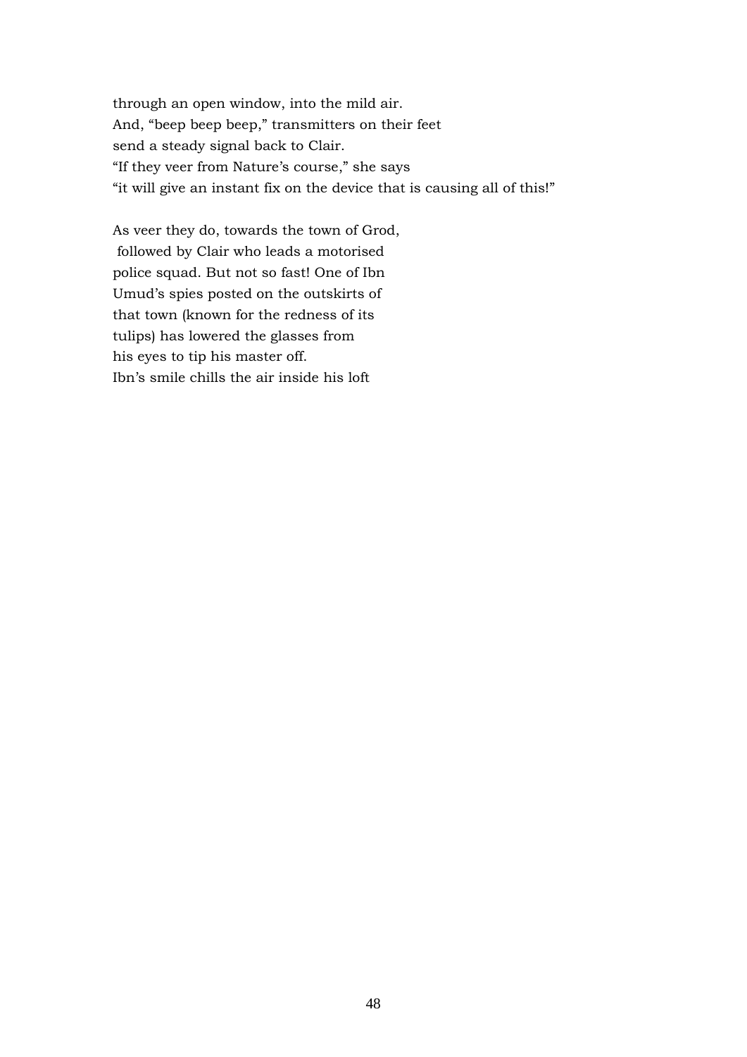through an open window, into the mild air.  
And, “beep beep beep,” transmitters on their feet  
send a steady signal back to Clair.  
“If they veer from Nature’s course,” she says  
“it will give an instant fix on the device that is causing all of this!”

As veer they do, towards the town of Grod,  
followed by Clair who leads a motorised  
police squad. But not so fast! One of Ibn  
Umud’s spies posted on the outskirts of  
that town (known for the redness of its  
tulips) has lowered the glasses from  
his eyes to tip his master off.  
Ibn’s smile chills the air inside his loft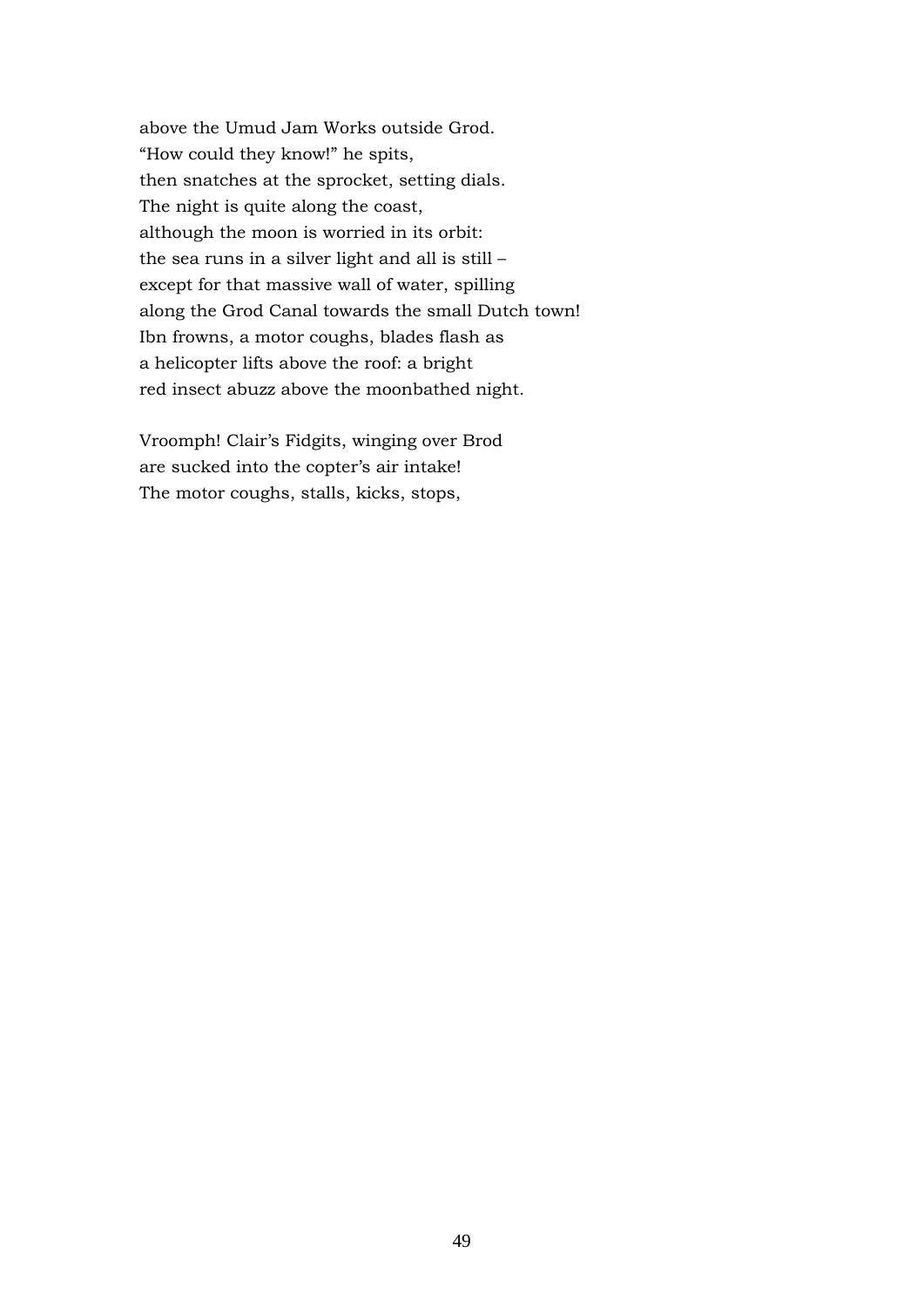above the Umud Jam Works outside Grod.  
"How could they know!" he spits,  
then snatches at the sprocket, setting dials.  
The night is quite along the coast,  
although the moon is worried in its orbit:  
the sea runs in a silver light and all is still –  
except for that massive wall of water, spilling  
along the Grod Canal towards the small Dutch town!  
Ibn frowns, a motor coughs, blades flash as  
a helicopter lifts above the roof: a bright  
red insect abuzz above the moonbathed night.

Vroomph! Clair's Fidgits, winging over Brod  
are sucked into the copter's air intake!  
The motor coughs, stalls, kicks, stops,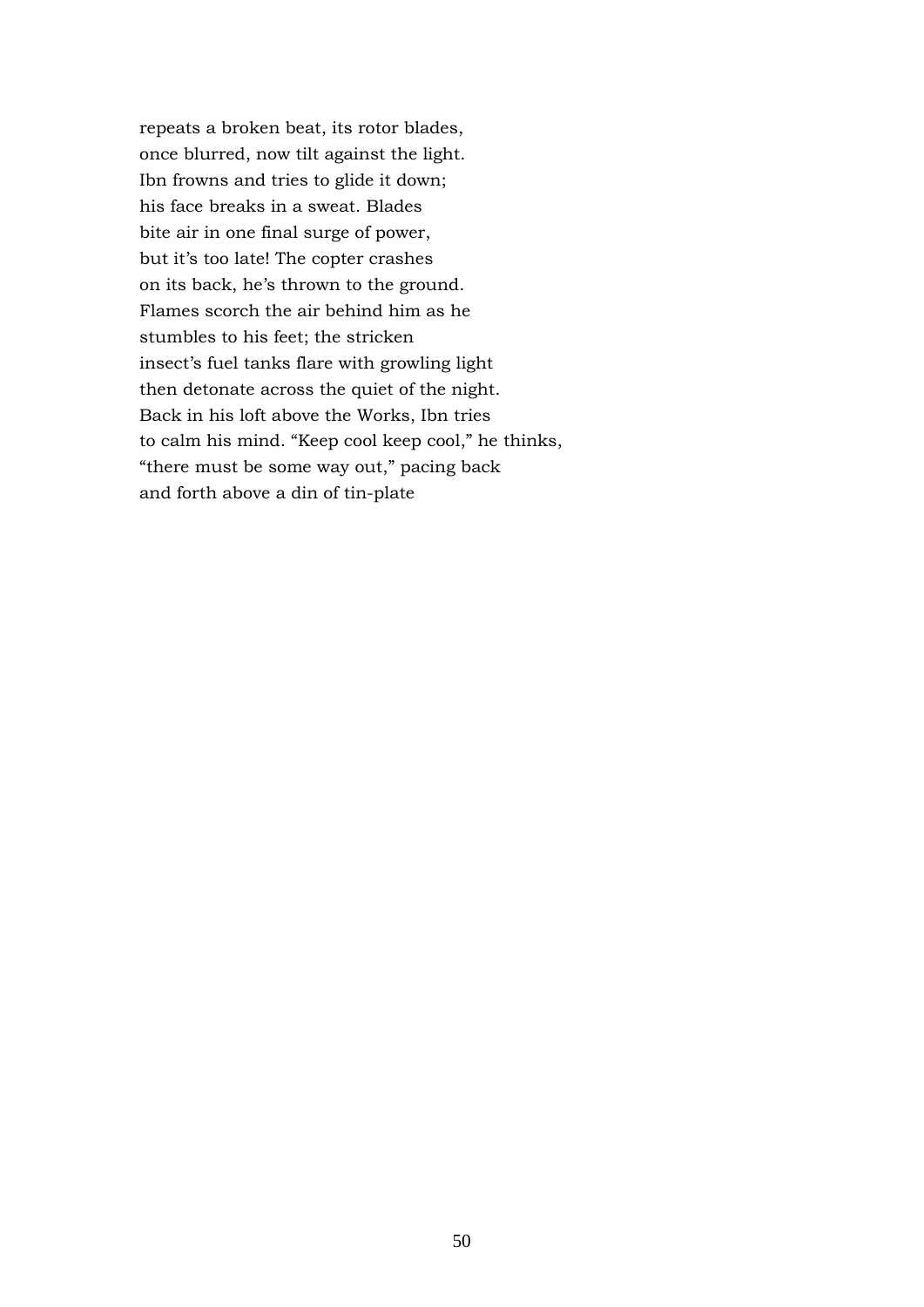repeats a broken beat, its rotor blades,  
once blurred, now tilt against the light.  
Ibn frowns and tries to glide it down;  
his face breaks in a sweat. Blades  
bite air in one final surge of power,  
but it's too late! The copter crashes  
on its back, he's thrown to the ground.  
Flames scorch the air behind him as he  
stumbles to his feet; the stricken  
insect's fuel tanks flare with growling light  
then detonate across the quiet of the night.  
Back in his loft above the Works, Ibn tries  
to calm his mind. "Keep cool keep cool," he thinks,  
"there must be some way out," pacing back  
and forth above a din of tin-plate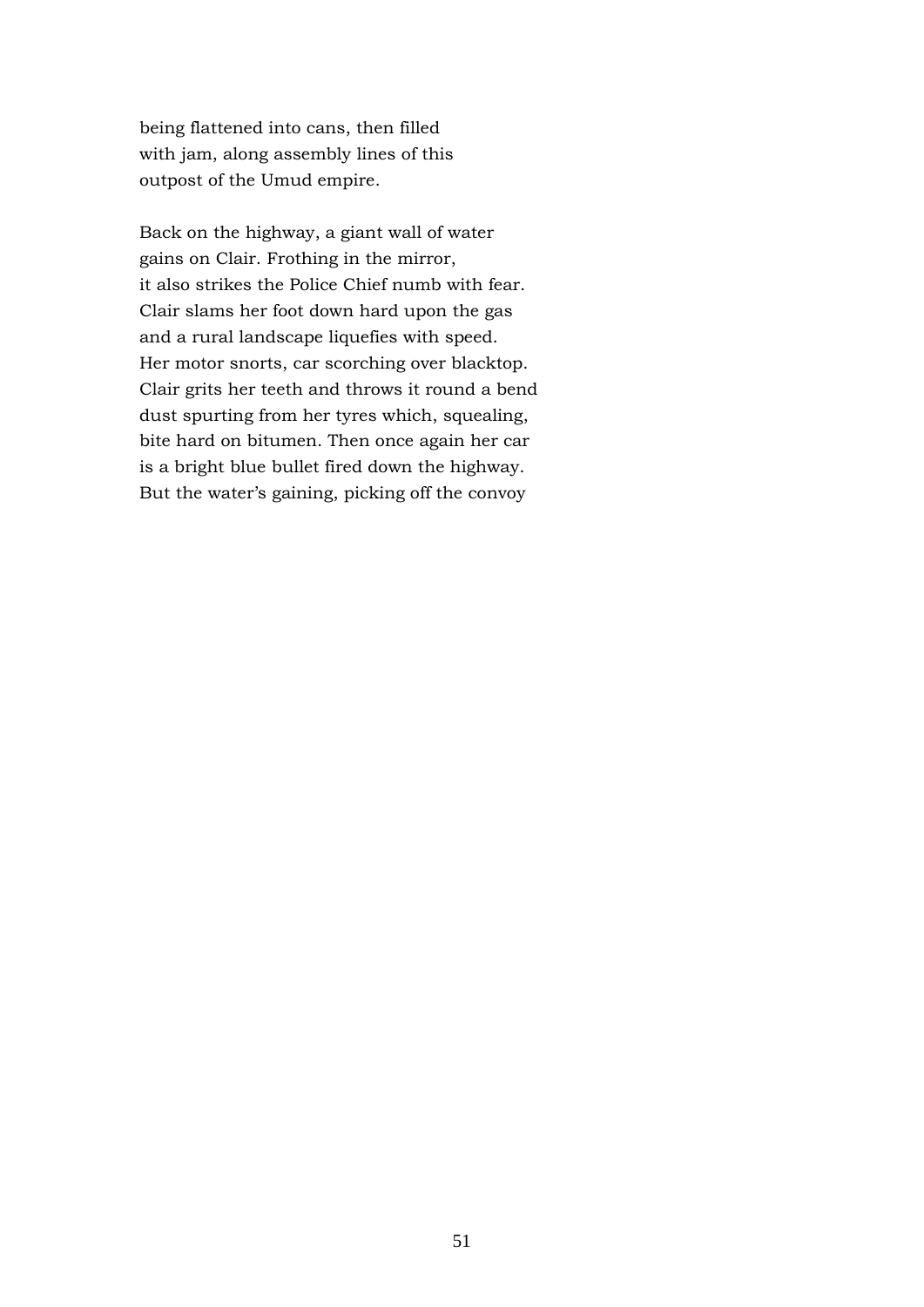being flattened into cans, then filled
with jam, along assembly lines of this
outpost of the Umud empire.

Back on the highway, a giant wall of water
gains on Clair. Frothing in the mirror,
it also strikes the Police Chief numb with fear.
Clair slams her foot down hard upon the gas
and a rural landscape liquefies with speed.
Her motor snorts, car scorching over blacktop.
Clair grits her teeth and throws it round a bend
dust spurting from her tyres which, squealing,
bite hard on bitumen. Then once again her car
is a bright blue bullet fired down the highway.
But the water's gaining, picking off the convoy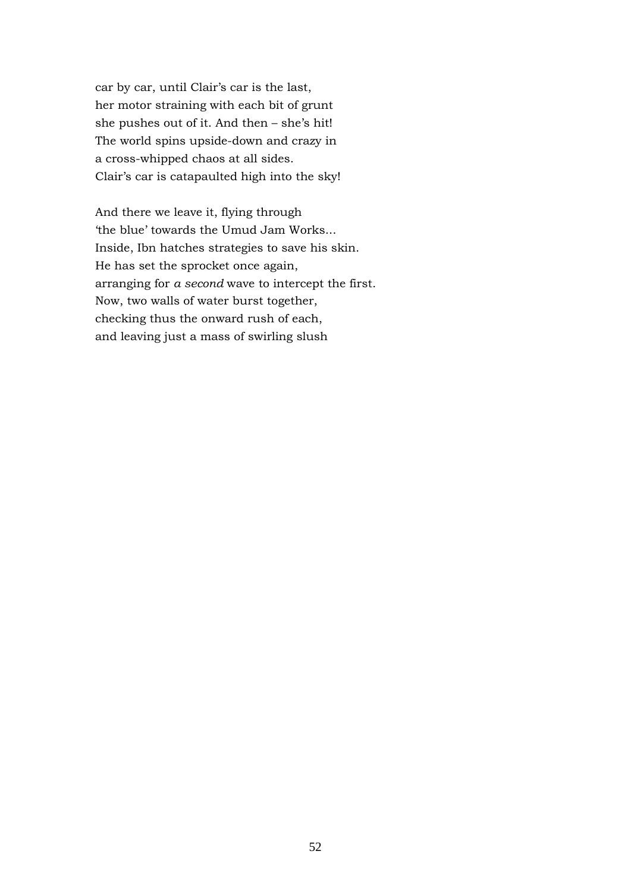car by car, until Clair's car is the last,
her motor straining with each bit of grunt
she pushes out of it. And then – she's hit!
The world spins upside-down and crazy in
a cross-whipped chaos at all sides.
Clair's car is catapaulted high into the sky!

And there we leave it, flying through
'the blue' towards the Umud Jam Works...
Inside, Ibn hatches strategies to save his skin.
He has set the sprocket once again,
arranging for *a second* wave to intercept the first.
Now, two walls of water burst together,
checking thus the onward rush of each,
and leaving just a mass of swirling slush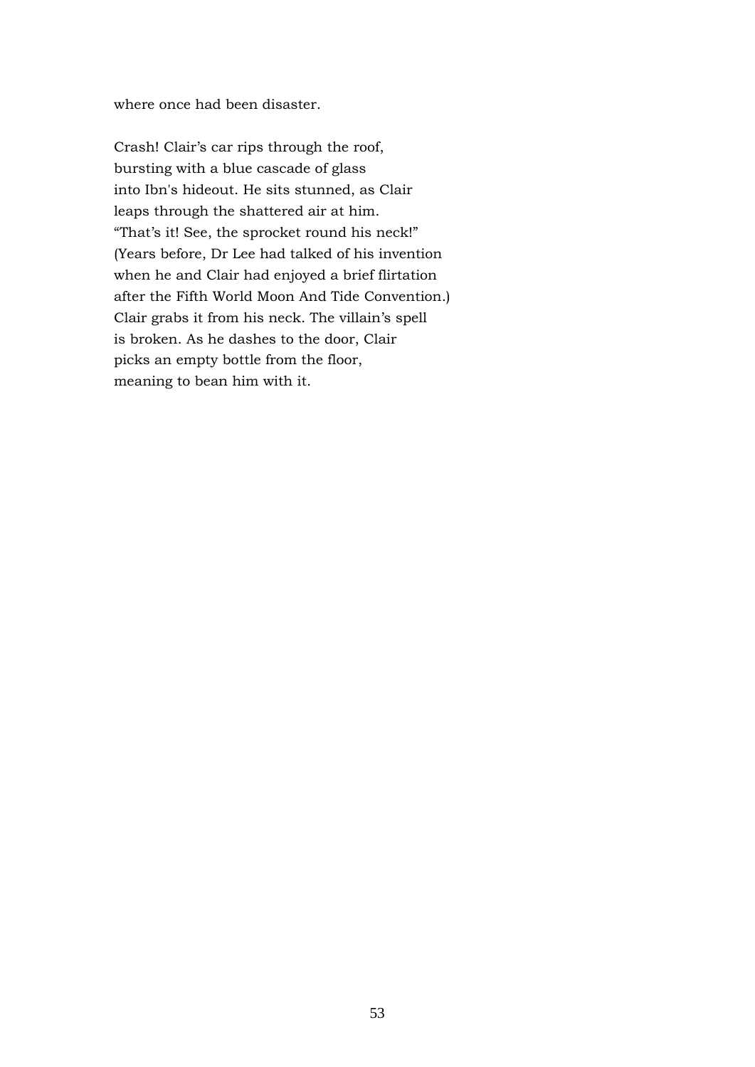where once had been disaster.

Crash! Clair's car rips through the roof,  
bursting with a blue cascade of glass  
into Ibn's hideout. He sits stunned, as Clair  
leaps through the shattered air at him.  
"That's it! See, the sprocket round his neck!"  
(Years before, Dr Lee had talked of his invention  
when he and Clair had enjoyed a brief flirtation  
after the Fifth World Moon And Tide Convention.)  
Clair grabs it from his neck. The villain's spell  
is broken. As he dashes to the door, Clair  
picks an empty bottle from the floor,  
meaning to bean him with it.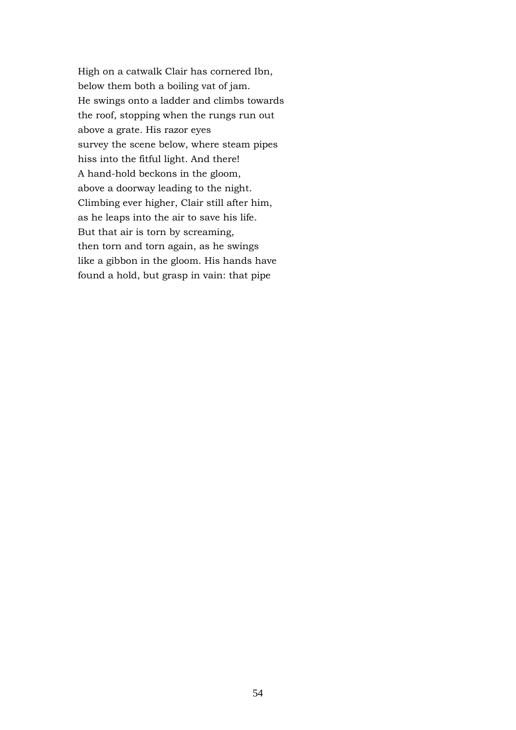High on a catwalk Clair has cornered Ibn,  
below them both a boiling vat of jam.  
He swings onto a ladder and climbs towards  
the roof, stopping when the rungs run out  
above a grate. His razor eyes  
survey the scene below, where steam pipes  
hiss into the fitful light. And there!  
A hand-hold beckons in the gloom,  
above a doorway leading to the night.  
Climbing ever higher, Clair still after him,  
as he leaps into the air to save his life.  
But that air is torn by screaming,  
then torn and torn again, as he swings  
like a gibbon in the gloom. His hands have  
found a hold, but grasp in vain: that pipe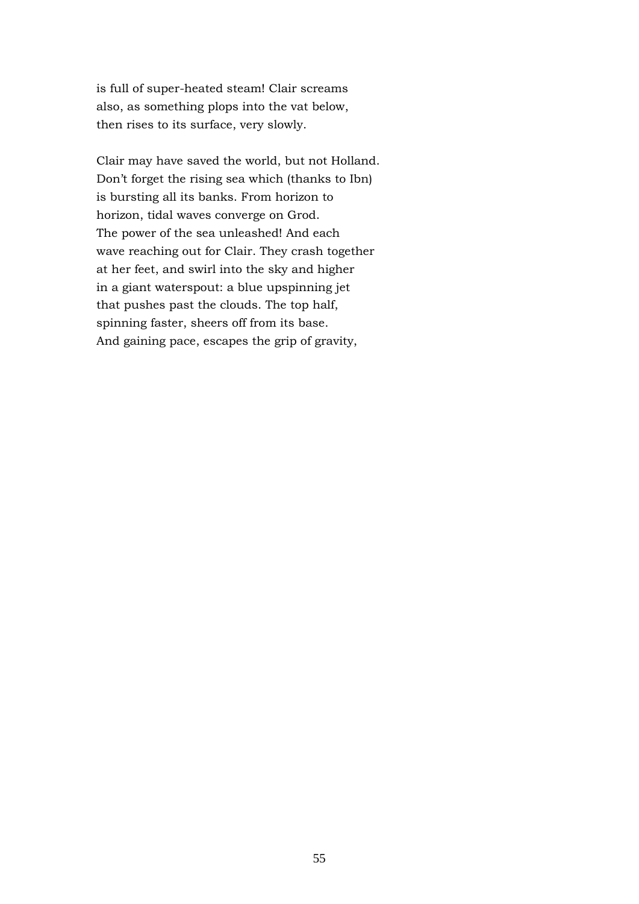is full of super-heated steam! Clair screams
also, as something plops into the vat below,
then rises to its surface, very slowly.

Clair may have saved the world, but not Holland.
Don't forget the rising sea which (thanks to Ibn)
is bursting all its banks. From horizon to
horizon, tidal waves converge on Grod.
The power of the sea unleashed! And each
wave reaching out for Clair. They crash together
at her feet, and swirl into the sky and higher
in a giant waterspout: a blue upspinning jet
that pushes past the clouds. The top half,
spinning faster, sheers off from its base.
And gaining pace, escapes the grip of gravity,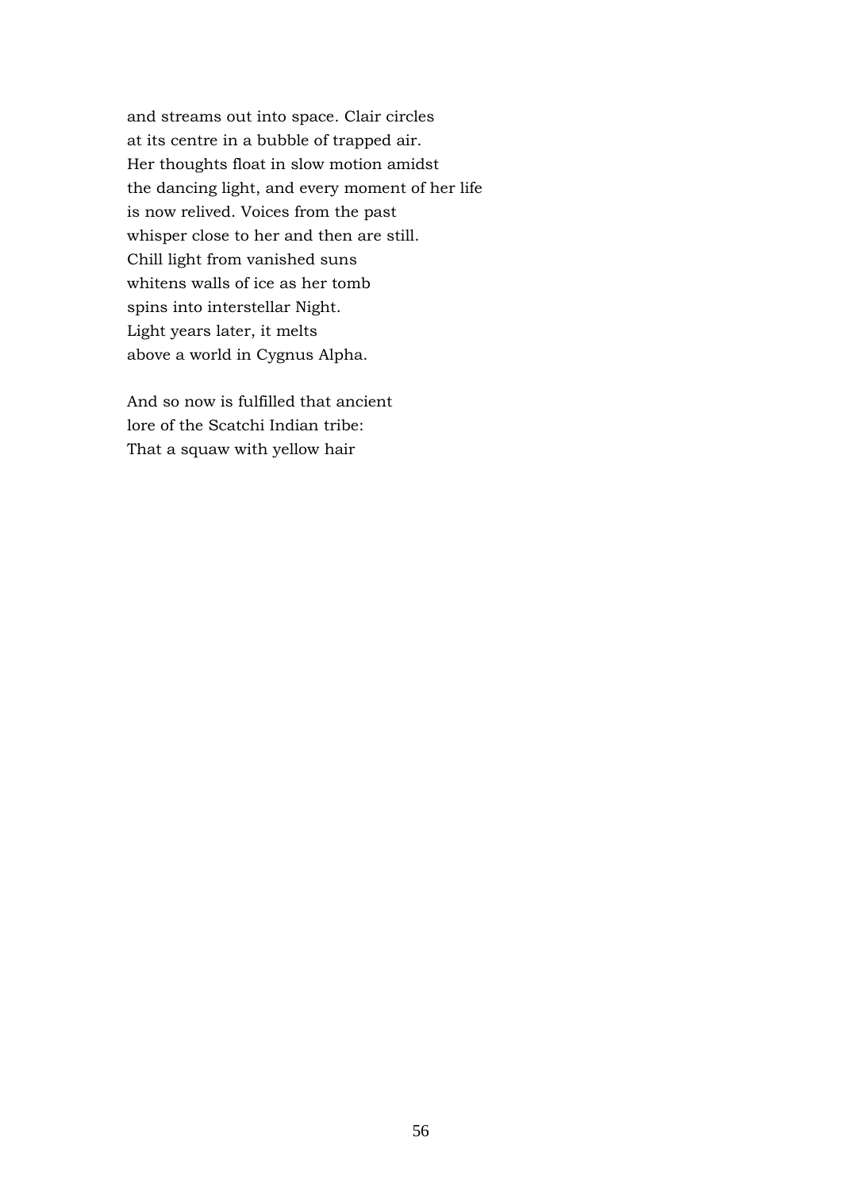and streams out into space. Clair circles  
at its centre in a bubble of trapped air.  
Her thoughts float in slow motion amidst  
the dancing light, and every moment of her life  
is now relived. Voices from the past  
whisper close to her and then are still.  
Chill light from vanished suns  
whitens walls of ice as her tomb  
spins into interstellar Night.  
Light years later, it melts  
above a world in Cygnus Alpha.

And so now is fulfilled that ancient  
lore of the Scatchi Indian tribe:  
That a squaw with yellow hair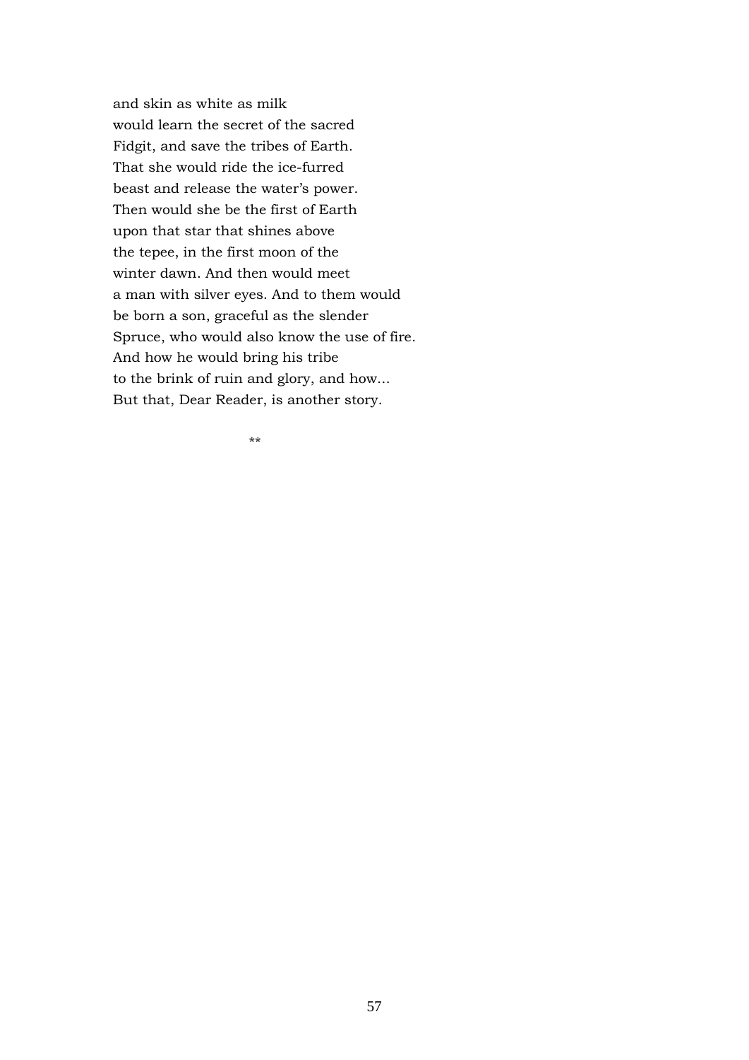and skin as white as milk  
would learn the secret of the sacred  
Fidgit, and save the tribes of Earth.  
That she would ride the ice-furred  
beast and release the water's power.  
Then would she be the first of Earth  
upon that star that shines above  
the tepee, in the first moon of the  
winter dawn. And then would meet  
a man with silver eyes. And to them would  
be born a son, graceful as the slender  
Spruce, who would also know the use of fire.  
And how he would bring his tribe  
to the brink of ruin and glory, and how...  
But that, Dear Reader, is another story.

**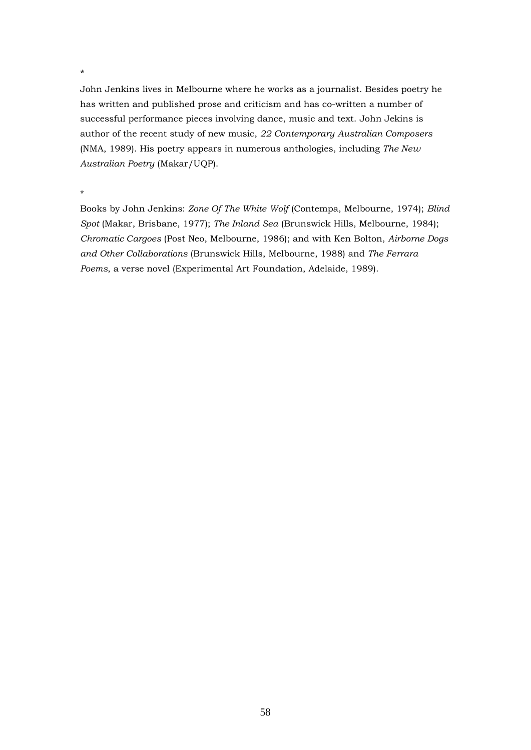*

John Jenkins lives in Melbourne where he works as a journalist. Besides poetry he has written and published prose and criticism and has co-written a number of successful performance pieces involving dance, music and text. John Jekins is author of the recent study of new music, *22 Contemporary Australian Composers* (NMA, 1989). His poetry appears in numerous anthologies, including *The New Australian Poetry* (Makar/UQP).

*

Books by John Jenkins: *Zone Of The White Wolf* (Contempa, Melbourne, 1974); *Blind Spot* (Makar, Brisbane, 1977); *The Inland Sea* (Brunswick Hills, Melbourne, 1984); *Chromatic Cargoes* (Post Neo, Melbourne, 1986); and with Ken Bolton, *Airborne Dogs and Other Collaborations* (Brunswick Hills, Melbourne, 1988) and *The Ferrara Poems*, a verse novel (Experimental Art Foundation, Adelaide, 1989).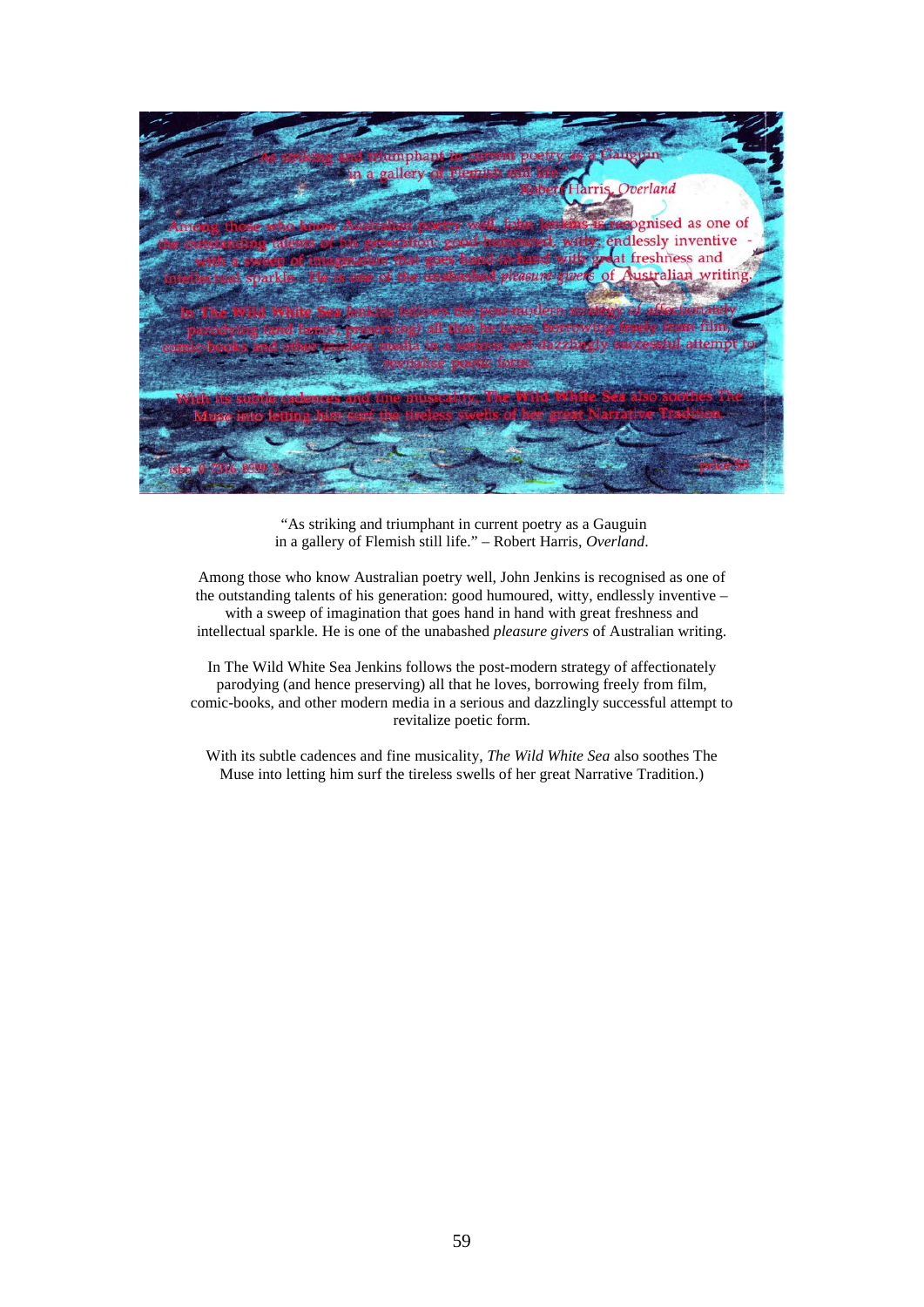"As striking and triumphant in current poetry as a Gauguin
in a gallery of Flemish still life." – Robert Harris, *Overland*.

Among those who know Australian poetry well, John Jenkins is recognised as one of the outstanding talents of his generation: good humoured, witty, endlessly inventive – with a sweep of imagination that goes hand in hand with great freshness and intellectual sparkle. He is one of the unabashed *pleasure givers* of Australian writing.

In The Wild White Sea Jenkins follows the post-modern strategy of affectionately parodying (and hence preserving) all that he loves, borrowing freely from film, comic-books, and other modern media in a serious and dazzlingly successful attempt to revitalize poetic form.

With its subtle cadences and fine musicality, *The Wild White Sea* also soothes The Muse into letting him surf the tireless swells of her great Narrative Tradition.)